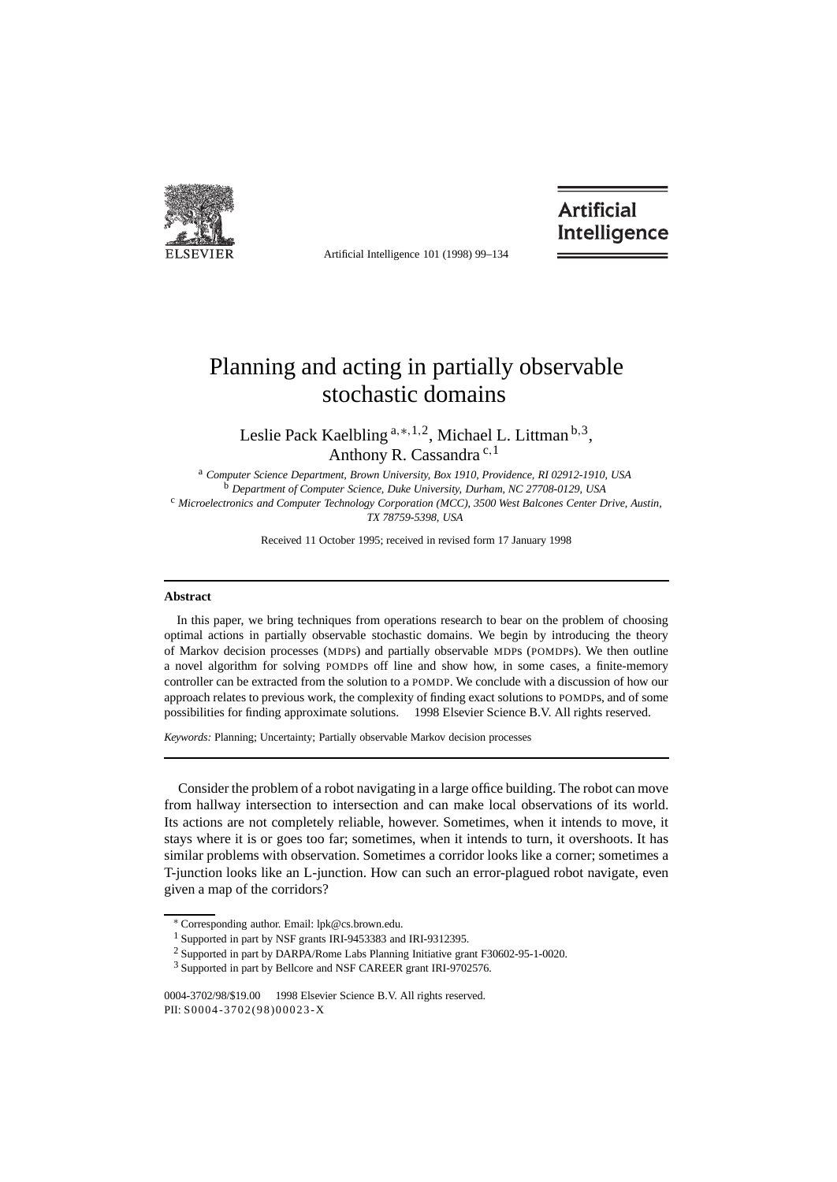# Planning and acting in partially observable stochastic domains

Leslie Pack Kaelbling [a,*,1,2], Michael L. Littman [b,3], Anthony R. Cassandra [c,1]

[a] *Computer Science Department, Brown University, Box 1910, Providence, RI 02912-1910, USA*
[b] *Department of Computer Science, Duke University, Durham, NC 27708-0129, USA*
[c] *Microelectronics and Computer Technology Corporation (MCC), 3500 West Balcones Center Drive, Austin, TX 78759-5398, USA*

Received 11 October 1995; received in revised form 17 January 1998

## Abstract

In this paper, we bring techniques from operations research to bear on the problem of choosing optimal actions in partially observable stochastic domains. We begin by introducing the theory of Markov decision processes (MDPs) and partially observable MDPs (POMDPs). We then outline a novel algorithm for solving POMDPs off line and show how, in some cases, a finite-memory controller can be extracted from the solution to a POMDP. We conclude with a discussion of how our approach relates to previous work, the complexity of finding exact solutions to POMDPs, and of some possibilities for finding approximate solutions. © 1998 Elsevier Science B.V. All rights reserved.

*Keywords:* Planning; Uncertainty; Partially observable Markov decision processes

Consider the problem of a robot navigating in a large office building. The robot can move from hallway intersection to intersection and can make local observations of its world. Its actions are not completely reliable, however. Sometimes, when it intends to move, it stays where it is or goes too far; sometimes, when it intends to turn, it overshoots. It has similar problems with observation. Sometimes a corridor looks like a corner; sometimes a T-junction looks like an L-junction. How can such an error-plagued robot navigate, even given a map of the corridors?

---

* Corresponding author. Email: lpk@cs.brown.edu.
[1] Supported in part by NSF grants IRI-9453383 and IRI-9312395.
[2] Supported in part by DARPA/Rome Labs Planning Initiative grant F30602-95-1-0020.
[3] Supported in part by Bellcore and NSF CAREER grant IRI-9702576.

0004-3702/98/$19.00 © 1998 Elsevier Science B.V. All rights reserved.
PII: S0004-3702(98)00023-X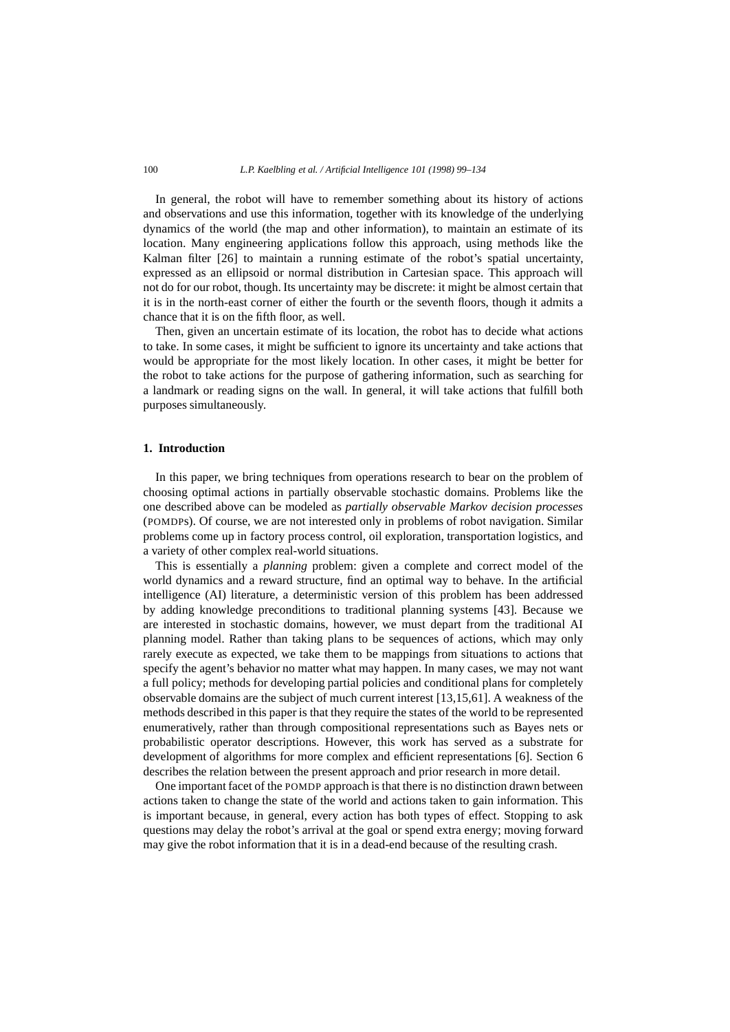In general, the robot will have to remember something about its history of actions and observations and use this information, together with its knowledge of the underlying dynamics of the world (the map and other information), to maintain an estimate of its location. Many engineering applications follow this approach, using methods like the Kalman filter [26] to maintain a running estimate of the robot's spatial uncertainty, expressed as an ellipsoid or normal distribution in Cartesian space. This approach will not do for our robot, though. Its uncertainty may be discrete: it might be almost certain that it is in the north-east corner of either the fourth or the seventh floors, though it admits a chance that it is on the fifth floor, as well.

Then, given an uncertain estimate of its location, the robot has to decide what actions to take. In some cases, it might be sufficient to ignore its uncertainty and take actions that would be appropriate for the most likely location. In other cases, it might be better for the robot to take actions for the purpose of gathering information, such as searching for a landmark or reading signs on the wall. In general, it will take actions that fulfill both purposes simultaneously.

## 1. Introduction

In this paper, we bring techniques from operations research to bear on the problem of choosing optimal actions in partially observable stochastic domains. Problems like the one described above can be modeled as *partially observable Markov decision processes* (POMDPs). Of course, we are not interested only in problems of robot navigation. Similar problems come up in factory process control, oil exploration, transportation logistics, and a variety of other complex real-world situations.

This is essentially a *planning* problem: given a complete and correct model of the world dynamics and a reward structure, find an optimal way to behave. In the artificial intelligence (AI) literature, a deterministic version of this problem has been addressed by adding knowledge preconditions to traditional planning systems [43]. Because we are interested in stochastic domains, however, we must depart from the traditional AI planning model. Rather than taking plans to be sequences of actions, which may only rarely execute as expected, we take them to be mappings from situations to actions that specify the agent's behavior no matter what may happen. In many cases, we may not want a full policy; methods for developing partial policies and conditional plans for completely observable domains are the subject of much current interest [13,15,61]. A weakness of the methods described in this paper is that they require the states of the world to be represented enumeratively, rather than through compositional representations such as Bayes nets or probabilistic operator descriptions. However, this work has served as a substrate for development of algorithms for more complex and efficient representations [6]. Section 6 describes the relation between the present approach and prior research in more detail.

One important facet of the POMDP approach is that there is no distinction drawn between actions taken to change the state of the world and actions taken to gain information. This is important because, in general, every action has both types of effect. Stopping to ask questions may delay the robot's arrival at the goal or spend extra energy; moving forward may give the robot information that it is in a dead-end because of the resulting crash.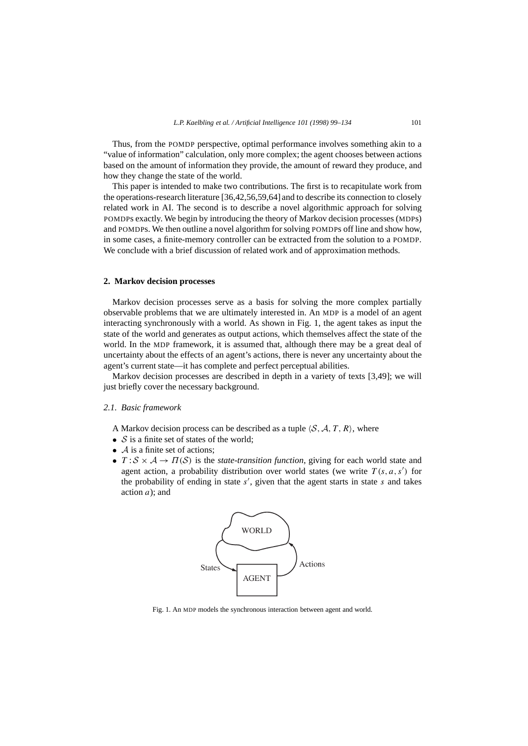Thus, from the POMDP perspective, optimal performance involves something akin to a "value of information" calculation, only more complex; the agent chooses between actions based on the amount of information they provide, the amount of reward they produce, and how they change the state of the world.

This paper is intended to make two contributions. The first is to recapitulate work from the operations-research literature [36,42,56,59,64] and to describe its connection to closely related work in AI. The second is to describe a novel algorithmic approach for solving POMDPs exactly. We begin by introducing the theory of Markov decision processes (MDPs) and POMDPs. We then outline a novel algorithm for solving POMDPs off line and show how, in some cases, a finite-memory controller can be extracted from the solution to a POMDP. We conclude with a brief discussion of related work and of approximation methods.

## 2. Markov decision processes

Markov decision processes serve as a basis for solving the more complex partially observable problems that we are ultimately interested in. An MDP is a model of an agent interacting synchronously with a world. As shown in Fig. 1, the agent takes as input the state of the world and generates as output actions, which themselves affect the state of the world. In the MDP framework, it is assumed that, although there may be a great deal of uncertainty about the effects of an agent's actions, there is never any uncertainty about the agent's current state—it has complete and perfect perceptual abilities.

Markov decision processes are described in depth in a variety of texts [3,49]; we will just briefly cover the necessary background.

### 2.1. Basic framework

A Markov decision process can be described as a tuple $\langle \mathcal{S}, \mathcal{A}, T, R \rangle$, where

- $\mathcal{S}$ is a finite set of states of the world;
- $\mathcal{A}$ is a finite set of actions;
- $T : \mathcal{S} \times \mathcal{A} \to \Pi(\mathcal{S})$ is the *state-transition function*, giving for each world state and agent action, a probability distribution over world states (we write $T(s, a, s')$ for the probability of ending in state $s'$, given that the agent starts in state $s$ and takes action $a$); and

Fig. 1. An MDP models the synchronous interaction between agent and world.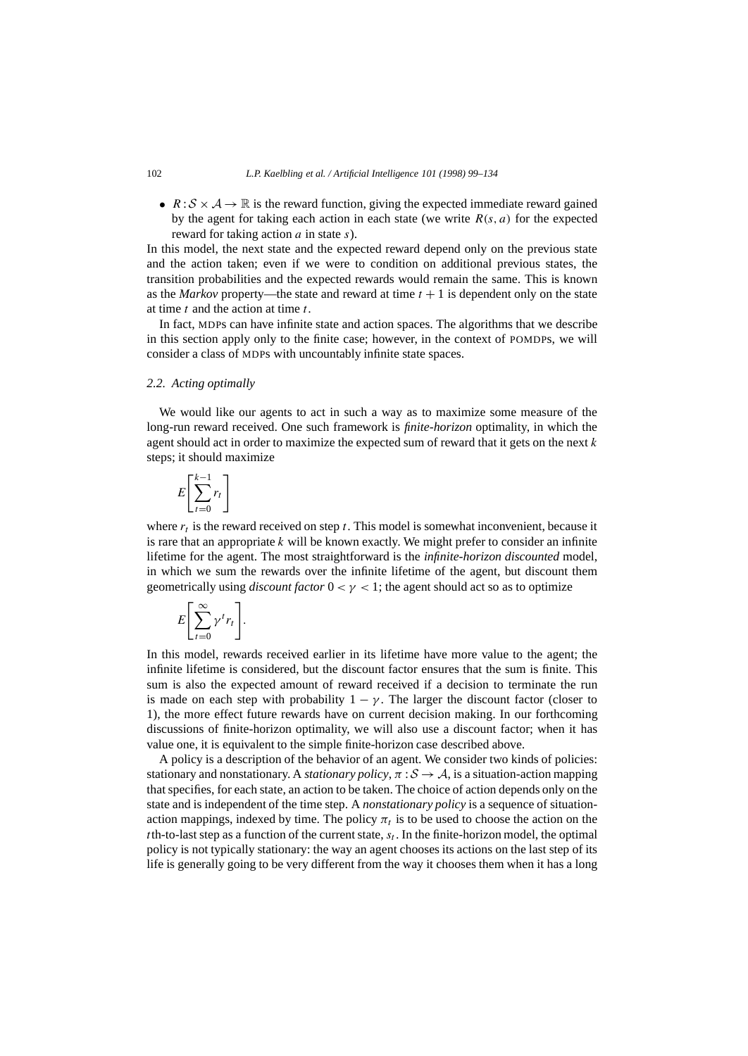- $R : \mathcal{S} \times \mathcal{A} \to \mathbb{R}$ is the reward function, giving the expected immediate reward gained by the agent for taking each action in each state (we write $R(s, a)$ for the expected reward for taking action $a$ in state $s$).

In this model, the next state and the expected reward depend only on the previous state and the action taken; even if we were to condition on additional previous states, the transition probabilities and the expected rewards would remain the same. This is known as the *Markov* property—the state and reward at time $t + 1$ is dependent only on the state at time $t$ and the action at time $t$.

In fact, MDPs can have infinite state and action spaces. The algorithms that we describe in this section apply only to the finite case; however, in the context of POMDPs, we will consider a class of MDPs with uncountably infinite state spaces.

### 2.2. Acting optimally

We would like our agents to act in such a way as to maximize some measure of the long-run reward received. One such framework is *finite-horizon* optimality, in which the agent should act in order to maximize the expected sum of reward that it gets on the next $k$ steps; it should maximize

$$E\left[\sum_{t=0}^{k-1} r_t\right]$$

where $r_t$ is the reward received on step $t$. This model is somewhat inconvenient, because it is rare that an appropriate $k$ will be known exactly. We might prefer to consider an infinite lifetime for the agent. The most straightforward is the *infinite-horizon discounted* model, in which we sum the rewards over the infinite lifetime of the agent, but discount them geometrically using *discount factor* $0 < \gamma < 1$; the agent should act so as to optimize

$$E\left[\sum_{t=0}^{\infty} \gamma^t r_t\right].$$

In this model, rewards received earlier in its lifetime have more value to the agent; the infinite lifetime is considered, but the discount factor ensures that the sum is finite. This sum is also the expected amount of reward received if a decision to terminate the run is made on each step with probability $1 - \gamma$. The larger the discount factor (closer to 1), the more effect future rewards have on current decision making. In our forthcoming discussions of finite-horizon optimality, we will also use a discount factor; when it has value one, it is equivalent to the simple finite-horizon case described above.

A policy is a description of the behavior of an agent. We consider two kinds of policies: stationary and nonstationary. A *stationary policy*, $\pi : \mathcal{S} \to \mathcal{A}$, is a situation-action mapping that specifies, for each state, an action to be taken. The choice of action depends only on the state and is independent of the time step. A *nonstationary policy* is a sequence of situation-action mappings, indexed by time. The policy $\pi_t$ is to be used to choose the action on the $t$th-to-last step as a function of the current state, $s_t$. In the finite-horizon model, the optimal policy is not typically stationary: the way an agent chooses its actions on the last step of its life is generally going to be very different from the way it chooses them when it has a long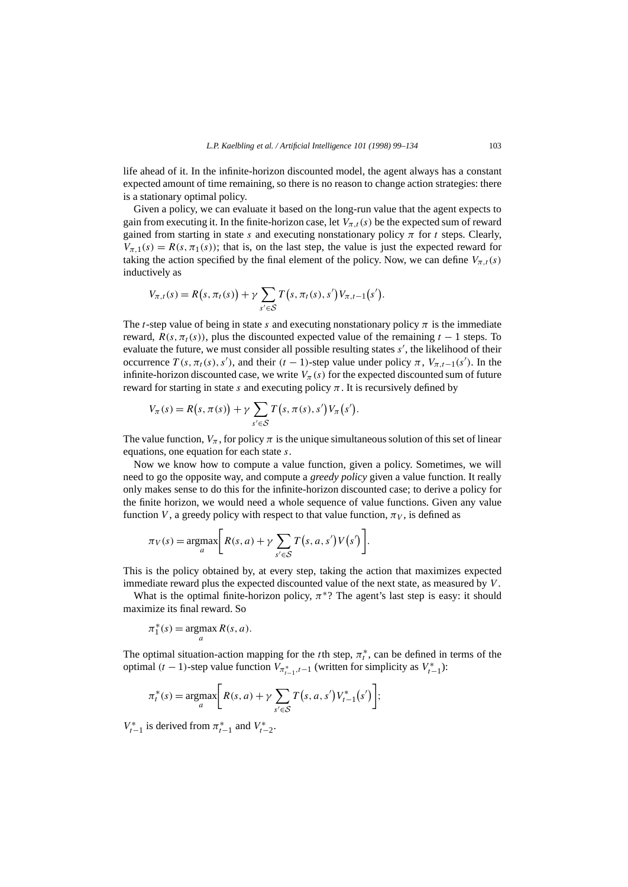life ahead of it. In the infinite-horizon discounted model, the agent always has a constant expected amount of time remaining, so there is no reason to change action strategies: there is a stationary optimal policy.

Given a policy, we can evaluate it based on the long-run value that the agent expects to gain from executing it. In the finite-horizon case, let $V_{\pi,t}(s)$ be the expected sum of reward gained from starting in state $s$ and executing nonstationary policy $\pi$ for $t$ steps. Clearly, $V_{\pi,1}(s) = R(s, \pi_1(s))$; that is, on the last step, the value is just the expected reward for taking the action specified by the final element of the policy. Now, we can define $V_{\pi,t}(s)$ inductively as

$$V_{\pi,t}(s) = R\big(s, \pi_t(s)\big) + \gamma \sum_{s' \in \mathcal{S}} T\big(s, \pi_t(s), s'\big) V_{\pi,t-1}\big(s'\big).$$

The $t$-step value of being in state $s$ and executing nonstationary policy $\pi$ is the immediate reward, $R(s, \pi_t(s))$, plus the discounted expected value of the remaining $t-1$ steps. To evaluate the future, we must consider all possible resulting states $s'$, the likelihood of their occurrence $T(s, \pi_t(s), s')$, and their $(t-1)$-step value under policy $\pi$, $V_{\pi,t-1}(s')$. In the infinite-horizon discounted case, we write $V_\pi(s)$ for the expected discounted sum of future reward for starting in state $s$ and executing policy $\pi$. It is recursively defined by

$$V_\pi(s) = R\big(s, \pi(s)\big) + \gamma \sum_{s' \in \mathcal{S}} T\big(s, \pi(s), s'\big) V_\pi\big(s'\big).$$

The value function, $V_\pi$, for policy $\pi$ is the unique simultaneous solution of this set of linear equations, one equation for each state $s$.

Now we know how to compute a value function, given a policy. Sometimes, we will need to go the opposite way, and compute a *greedy policy* given a value function. It really only makes sense to do this for the infinite-horizon discounted case; to derive a policy for the finite horizon, we would need a whole sequence of value functions. Given any value function $V$, a greedy policy with respect to that value function, $\pi_V$, is defined as

$$\pi_V(s) = \operatorname*{argmax}_a \left[ R(s,a) + \gamma \sum_{s' \in \mathcal{S}} T\big(s, a, s'\big) V\big(s'\big) \right].$$

This is the policy obtained by, at every step, taking the action that maximizes expected immediate reward plus the expected discounted value of the next state, as measured by $V$.

What is the optimal finite-horizon policy, $\pi^*$? The agent's last step is easy: it should maximize its final reward. So

$$\pi_1^*(s) = \operatorname*{argmax}_a R(s,a).$$

The optimal situation-action mapping for the $t$th step, $\pi_t^*$, can be defined in terms of the optimal $(t-1)$-step value function $V_{\pi_{t-1}^*, t-1}$ (written for simplicity as $V_{t-1}^*$):

$$\pi_t^*(s) = \operatorname*{argmax}_a \left[ R(s,a) + \gamma \sum_{s' \in \mathcal{S}} T\big(s, a, s'\big) V_{t-1}^*\big(s'\big) \right];$$

$V_{t-1}^*$ is derived from $\pi_{t-1}^*$ and $V_{t-2}^*$.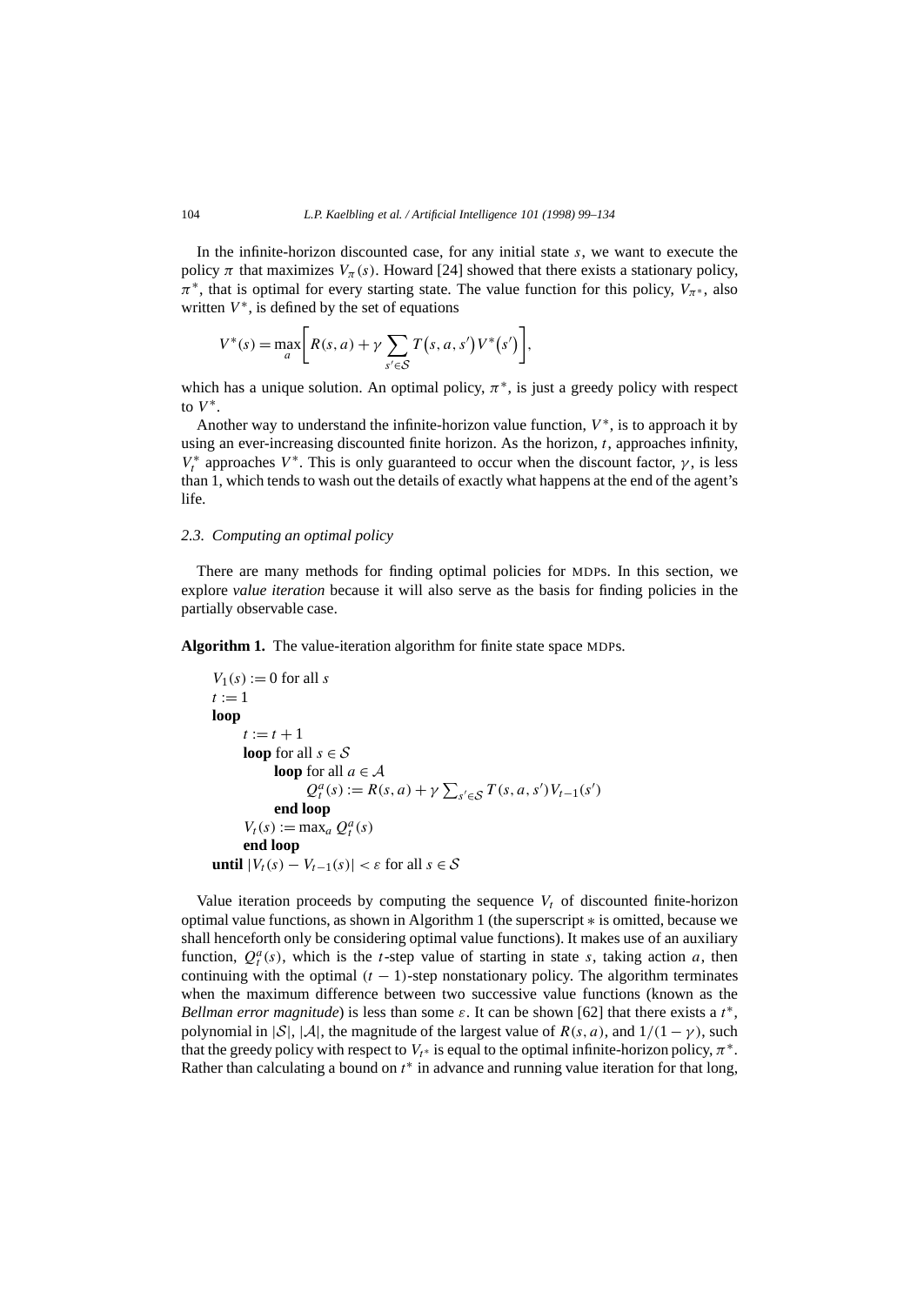In the infinite-horizon discounted case, for any initial state $s$, we want to execute the policy $\pi$ that maximizes $V_\pi(s)$. Howard [24] showed that there exists a stationary policy, $\pi^*$, that is optimal for every starting state. The value function for this policy, $V_{\pi^*}$, also written $V^*$, is defined by the set of equations

$$V^*(s) = \max_a \left[ R(s,a) + \gamma \sum_{s' \in \mathcal{S}} T(s,a,s') V^*(s') \right],$$

which has a unique solution. An optimal policy, $\pi^*$, is just a greedy policy with respect to $V^*$.

Another way to understand the infinite-horizon value function, $V^*$, is to approach it by using an ever-increasing discounted finite horizon. As the horizon, $t$, approaches infinity, $V_t^*$ approaches $V^*$. This is only guaranteed to occur when the discount factor, $\gamma$, is less than 1, which tends to wash out the details of exactly what happens at the end of the agent's life.

### 2.3. Computing an optimal policy

There are many methods for finding optimal policies for MDPs. In this section, we explore *value iteration* because it will also serve as the basis for finding policies in the partially observable case.

**Algorithm 1.** The value-iteration algorithm for finite state space MDPs.

```
V_1(s) := 0 for all s
t := 1
loop
    t := t + 1
    loop for all s ∈ S
        loop for all a ∈ A
            Q_t^a(s) := R(s,a) + γ Σ_{s'∈S} T(s,a,s') V_{t-1}(s')
        end loop
        V_t(s) := max_a Q_t^a(s)
    end loop
until |V_t(s) − V_{t-1}(s)| < ε for all s ∈ S
```

Value iteration proceeds by computing the sequence $V_t$ of discounted finite-horizon optimal value functions, as shown in Algorithm 1 (the superscript $*$ is omitted, because we shall henceforth only be considering optimal value functions). It makes use of an auxiliary function, $Q_t^a(s)$, which is the $t$-step value of starting in state $s$, taking action $a$, then continuing with the optimal $(t-1)$-step nonstationary policy. The algorithm terminates when the maximum difference between two successive value functions (known as the *Bellman error magnitude*) is less than some $\varepsilon$. It can be shown [62] that there exists a $t^*$, polynomial in $|\mathcal{S}|$, $|\mathcal{A}|$, the magnitude of the largest value of $R(s,a)$, and $1/(1-\gamma)$, such that the greedy policy with respect to $V_{t^*}$ is equal to the optimal infinite-horizon policy, $\pi^*$. Rather than calculating a bound on $t^*$ in advance and running value iteration for that long,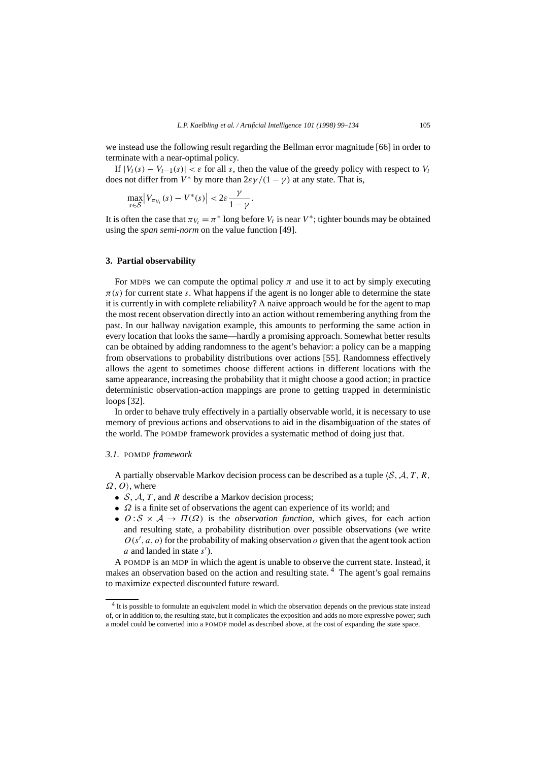we instead use the following result regarding the Bellman error magnitude [66] in order to terminate with a near-optimal policy.

If $|V_t(s) - V_{t-1}(s)| < \varepsilon$ for all $s$, then the value of the greedy policy with respect to $V_t$ does not differ from $V^*$ by more than $2\varepsilon\gamma/(1-\gamma)$ at any state. That is,

$$\max_{s \in \mathcal{S}} \left| V_{\pi_{V_t}}(s) - V^*(s) \right| < 2\varepsilon \frac{\gamma}{1-\gamma}.$$

It is often the case that $\pi_{V_t} = \pi^*$ long before $V_t$ is near $V^*$; tighter bounds may be obtained using the *span semi-norm* on the value function [49].

## 3. Partial observability

For MDPs we can compute the optimal policy $\pi$ and use it to act by simply executing $\pi(s)$ for current state $s$. What happens if the agent is no longer able to determine the state it is currently in with complete reliability? A naive approach would be for the agent to map the most recent observation directly into an action without remembering anything from the past. In our hallway navigation example, this amounts to performing the same action in every location that looks the same—hardly a promising approach. Somewhat better results can be obtained by adding randomness to the agent's behavior: a policy can be a mapping from observations to probability distributions over actions [55]. Randomness effectively allows the agent to sometimes choose different actions in different locations with the same appearance, increasing the probability that it might choose a good action; in practice deterministic observation-action mappings are prone to getting trapped in deterministic loops [32].

In order to behave truly effectively in a partially observable world, it is necessary to use memory of previous actions and observations to aid in the disambiguation of the states of the world. The POMDP framework provides a systematic method of doing just that.

### 3.1. POMDP *framework*

A partially observable Markov decision process can be described as a tuple $\langle \mathcal{S}, \mathcal{A}, T, R, \Omega, O \rangle$, where

- $\mathcal{S}$, $\mathcal{A}$, $T$, and $R$ describe a Markov decision process;
- $\Omega$ is a finite set of observations the agent can experience of its world; and
- $O : \mathcal{S} \times \mathcal{A} \rightarrow \Pi(\Omega)$ is the *observation function*, which gives, for each action and resulting state, a probability distribution over possible observations (we write $O(s', a, o)$ for the probability of making observation $o$ given that the agent took action $a$ and landed in state $s'$).

A POMDP is an MDP in which the agent is unable to observe the current state. Instead, it makes an observation based on the action and resulting state. [4] The agent's goal remains to maximize expected discounted future reward.

[4] It is possible to formulate an equivalent model in which the observation depends on the previous state instead of, or in addition to, the resulting state, but it complicates the exposition and adds no more expressive power; such a model could be converted into a POMDP model as described above, at the cost of expanding the state space.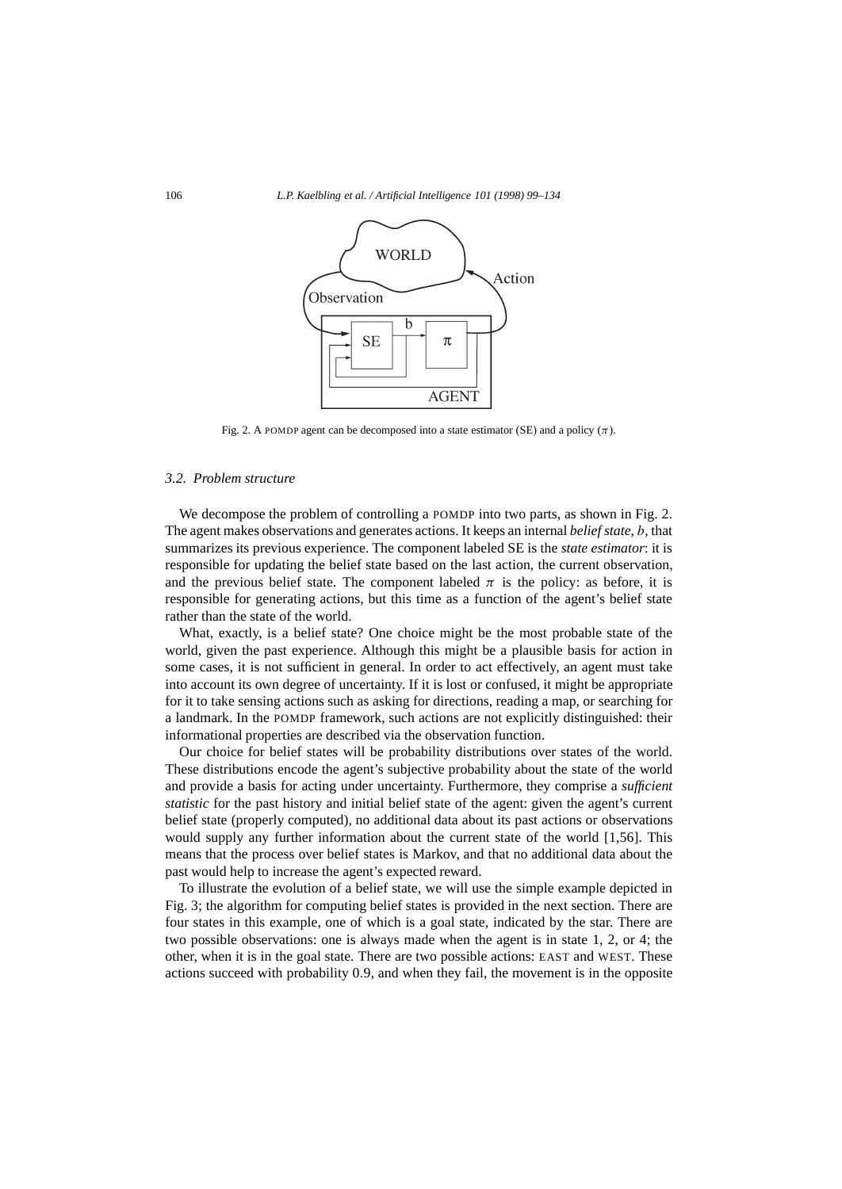Fig. 2. A POMDP agent can be decomposed into a state estimator (SE) and a policy ($\pi$).

### 3.2. Problem structure

We decompose the problem of controlling a POMDP into two parts, as shown in Fig. 2. The agent makes observations and generates actions. It keeps an internal *belief state*, $b$, that summarizes its previous experience. The component labeled SE is the *state estimator*: it is responsible for updating the belief state based on the last action, the current observation, and the previous belief state. The component labeled $\pi$ is the policy: as before, it is responsible for generating actions, but this time as a function of the agent's belief state rather than the state of the world.

What, exactly, is a belief state? One choice might be the most probable state of the world, given the past experience. Although this might be a plausible basis for action in some cases, it is not sufficient in general. In order to act effectively, an agent must take into account its own degree of uncertainty. If it is lost or confused, it might be appropriate for it to take sensing actions such as asking for directions, reading a map, or searching for a landmark. In the POMDP framework, such actions are not explicitly distinguished: their informational properties are described via the observation function.

Our choice for belief states will be probability distributions over states of the world. These distributions encode the agent's subjective probability about the state of the world and provide a basis for acting under uncertainty. Furthermore, they comprise a ***sufficient statistic*** for the past history and initial belief state of the agent: given the agent's current belief state (properly computed), no additional data about its past actions or observations would supply any further information about the current state of the world [1,56]. This means that the process over belief states is Markov, and that no additional data about the past would help to increase the agent's expected reward.

To illustrate the evolution of a belief state, we will use the simple example depicted in Fig. 3; the algorithm for computing belief states is provided in the next section. There are four states in this example, one of which is a goal state, indicated by the star. There are two possible observations: one is always made when the agent is in state 1, 2, or 4; the other, when it is in the goal state. There are two possible actions: EAST and WEST. These actions succeed with probability 0.9, and when they fail, the movement is in the opposite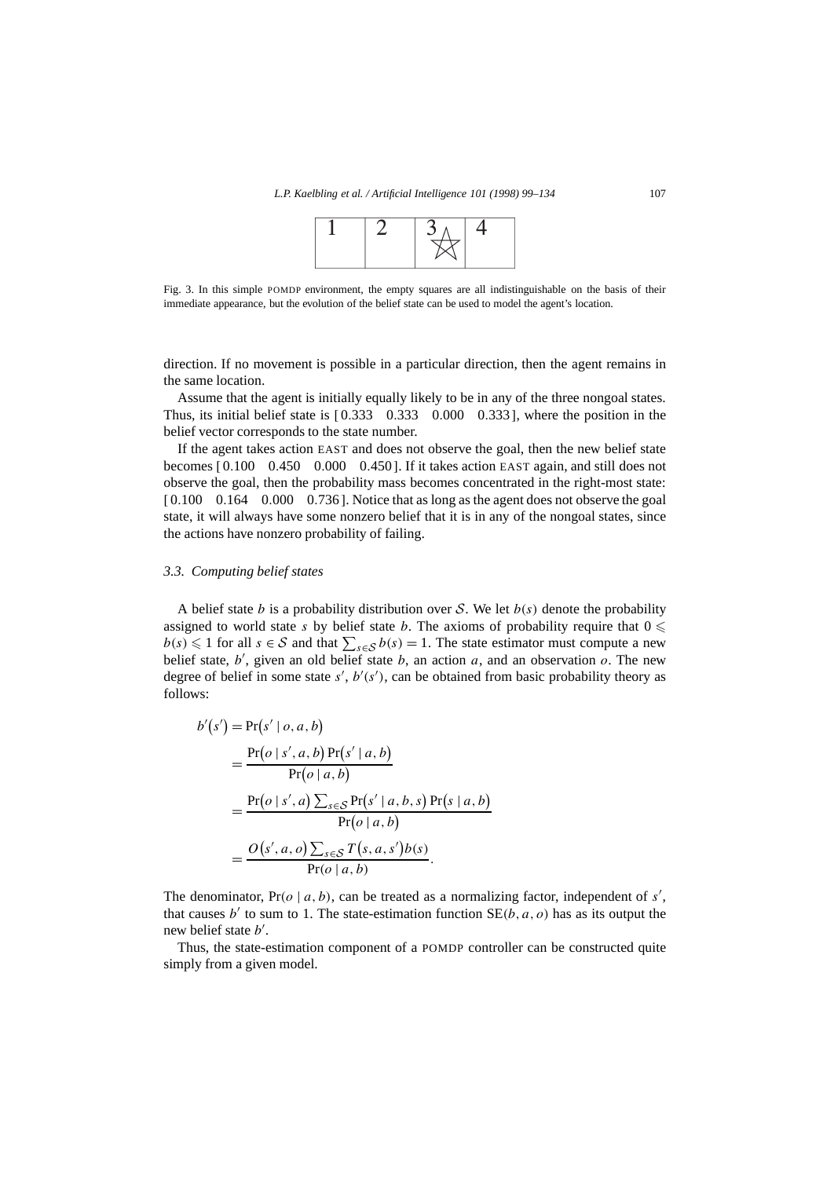| 1 | 2 | 3 ☆ | 4 |
|---|---|---|---|

Fig. 3. In this simple POMDP environment, the empty squares are all indistinguishable on the basis of their immediate appearance, but the evolution of the belief state can be used to model the agent's location.

direction. If no movement is possible in a particular direction, then the agent remains in the same location.

Assume that the agent is initially equally likely to be in any of the three nongoal states. Thus, its initial belief state is $[\,0.333 \quad 0.333 \quad 0.000 \quad 0.333\,]$, where the position in the belief vector corresponds to the state number.

If the agent takes action EAST and does not observe the goal, then the new belief state becomes $[\,0.100 \quad 0.450 \quad 0.000 \quad 0.450\,]$. If it takes action EAST again, and still does not observe the goal, then the probability mass becomes concentrated in the right-most state: $[\,0.100 \quad 0.164 \quad 0.000 \quad 0.736\,]$. Notice that as long as the agent does not observe the goal state, it will always have some nonzero belief that it is in any of the nongoal states, since the actions have nonzero probability of failing.

### *3.3. Computing belief states*

A belief state $b$ is a probability distribution over $\mathcal{S}$. We let $b(s)$ denote the probability assigned to world state $s$ by belief state $b$. The axioms of probability require that $0 \leqslant b(s) \leqslant 1$ for all $s \in \mathcal{S}$ and that $\sum_{s \in \mathcal{S}} b(s) = 1$. The state estimator must compute a new belief state, $b'$, given an old belief state $b$, an action $a$, and an observation $o$. The new degree of belief in some state $s'$, $b'(s')$, can be obtained from basic probability theory as follows:

$$
\begin{aligned}
b'(s') &= \Pr(s' \mid o, a, b) \\
&= \frac{\Pr(o \mid s', a, b) \Pr(s' \mid a, b)}{\Pr(o \mid a, b)} \\
&= \frac{\Pr(o \mid s', a) \sum_{s \in \mathcal{S}} \Pr(s' \mid a, b, s) \Pr(s \mid a, b)}{\Pr(o \mid a, b)} \\
&= \frac{O(s', a, o) \sum_{s \in \mathcal{S}} T(s, a, s') b(s)}{\Pr(o \mid a, b)}.
\end{aligned}
$$

The denominator, $\Pr(o \mid a, b)$, can be treated as a normalizing factor, independent of $s'$, that causes $b'$ to sum to 1. The state-estimation function $\mathrm{SE}(b, a, o)$ has as its output the new belief state $b'$.

Thus, the state-estimation component of a POMDP controller can be constructed quite simply from a given model.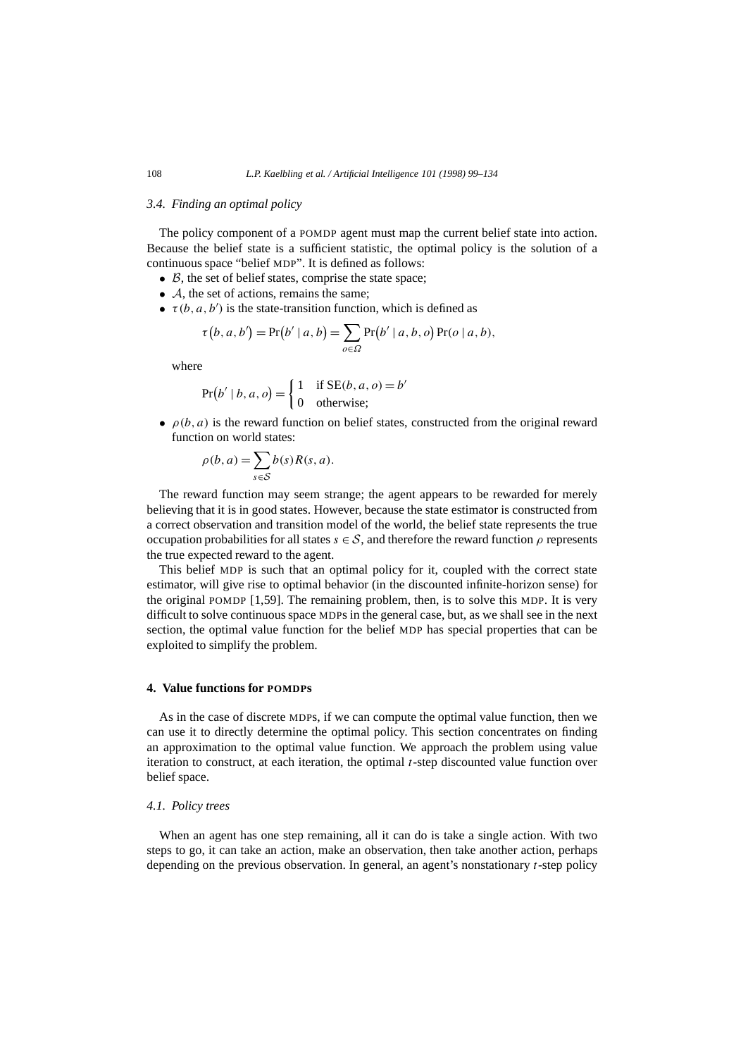### 3.4. Finding an optimal policy

The policy component of a POMDP agent must map the current belief state into action. Because the belief state is a sufficient statistic, the optimal policy is the solution of a continuous space "belief MDP". It is defined as follows:

- $\mathcal{B}$, the set of belief states, comprise the state space;
- $\mathcal{A}$, the set of actions, remains the same;
- $\tau(b, a, b')$ is the state-transition function, which is defined as

  $$\tau(b, a, b') = \Pr(b' \mid a, b) = \sum_{o \in \Omega} \Pr(b' \mid a, b, o) \Pr(o \mid a, b),$$

  where

  $$\Pr(b' \mid b, a, o) = \begin{cases} 1 & \text{if } \mathrm{SE}(b, a, o) = b' \\ 0 & \text{otherwise;} \end{cases}$$

- $\rho(b, a)$ is the reward function on belief states, constructed from the original reward function on world states:

  $$\rho(b, a) = \sum_{s \in \mathcal{S}} b(s) R(s, a).$$

The reward function may seem strange; the agent appears to be rewarded for merely believing that it is in good states. However, because the state estimator is constructed from a correct observation and transition model of the world, the belief state represents the true occupation probabilities for all states $s \in \mathcal{S}$, and therefore the reward function $\rho$ represents the true expected reward to the agent.

This belief MDP is such that an optimal policy for it, coupled with the correct state estimator, will give rise to optimal behavior (in the discounted infinite-horizon sense) for the original POMDP [1,59]. The remaining problem, then, is to solve this MDP. It is very difficult to solve continuous space MDPs in the general case, but, as we shall see in the next section, the optimal value function for the belief MDP has special properties that can be exploited to simplify the problem.

## 4. Value functions for POMDPs

As in the case of discrete MDPs, if we can compute the optimal value function, then we can use it to directly determine the optimal policy. This section concentrates on finding an approximation to the optimal value function. We approach the problem using value iteration to construct, at each iteration, the optimal $t$-step discounted value function over belief space.

### 4.1. Policy trees

When an agent has one step remaining, all it can do is take a single action. With two steps to go, it can take an action, make an observation, then take another action, perhaps depending on the previous observation. In general, an agent's nonstationary $t$-step policy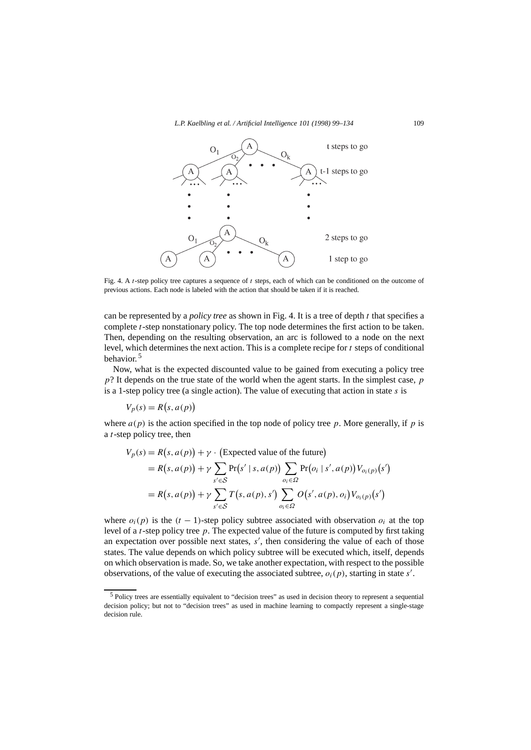Fig. 4. A $t$-step policy tree captures a sequence of $t$ steps, each of which can be conditioned on the outcome of previous actions. Each node is labeled with the action that should be taken if it is reached.

can be represented by a *policy tree* as shown in Fig. 4. It is a tree of depth $t$ that specifies a complete $t$-step nonstationary policy. The top node determines the first action to be taken. Then, depending on the resulting observation, an arc is followed to a node on the next level, which determines the next action. This is a complete recipe for $t$ steps of conditional behavior.[5]

Now, what is the expected discounted value to be gained from executing a policy tree $p$? It depends on the true state of the world when the agent starts. In the simplest case, $p$ is a 1-step policy tree (a single action). The value of executing that action in state $s$ is

$$V_p(s) = R\big(s, a(p)\big)$$

where $a(p)$ is the action specified in the top node of policy tree $p$. More generally, if $p$ is a $t$-step policy tree, then

$$\begin{aligned}
V_p(s) &= R\big(s, a(p)\big) + \gamma \cdot \big(\text{Expected value of the future}\big) \\
&= R\big(s, a(p)\big) + \gamma \sum_{s' \in \mathcal{S}} \Pr\big(s' \mid s, a(p)\big) \sum_{o_i \in \Omega} \Pr\big(o_i \mid s', a(p)\big) V_{o_i(p)}\big(s'\big) \\
&= R\big(s, a(p)\big) + \gamma \sum_{s' \in \mathcal{S}} T\big(s, a(p), s'\big) \sum_{o_i \in \Omega} O\big(s', a(p), o_i\big) V_{o_i(p)}\big(s'\big)
\end{aligned}$$

where $o_i(p)$ is the $(t-1)$-step policy subtree associated with observation $o_i$ at the top level of a $t$-step policy tree $p$. The expected value of the future is computed by first taking an expectation over possible next states, $s'$, then considering the value of each of those states. The value depends on which policy subtree will be executed which, itself, depends on which observation is made. So, we take another expectation, with respect to the possible observations, of the value of executing the associated subtree, $o_i(p)$, starting in state $s'$.

[5] Policy trees are essentially equivalent to "decision trees" as used in decision theory to represent a sequential decision policy; but not to "decision trees" as used in machine learning to compactly represent a single-stage decision rule.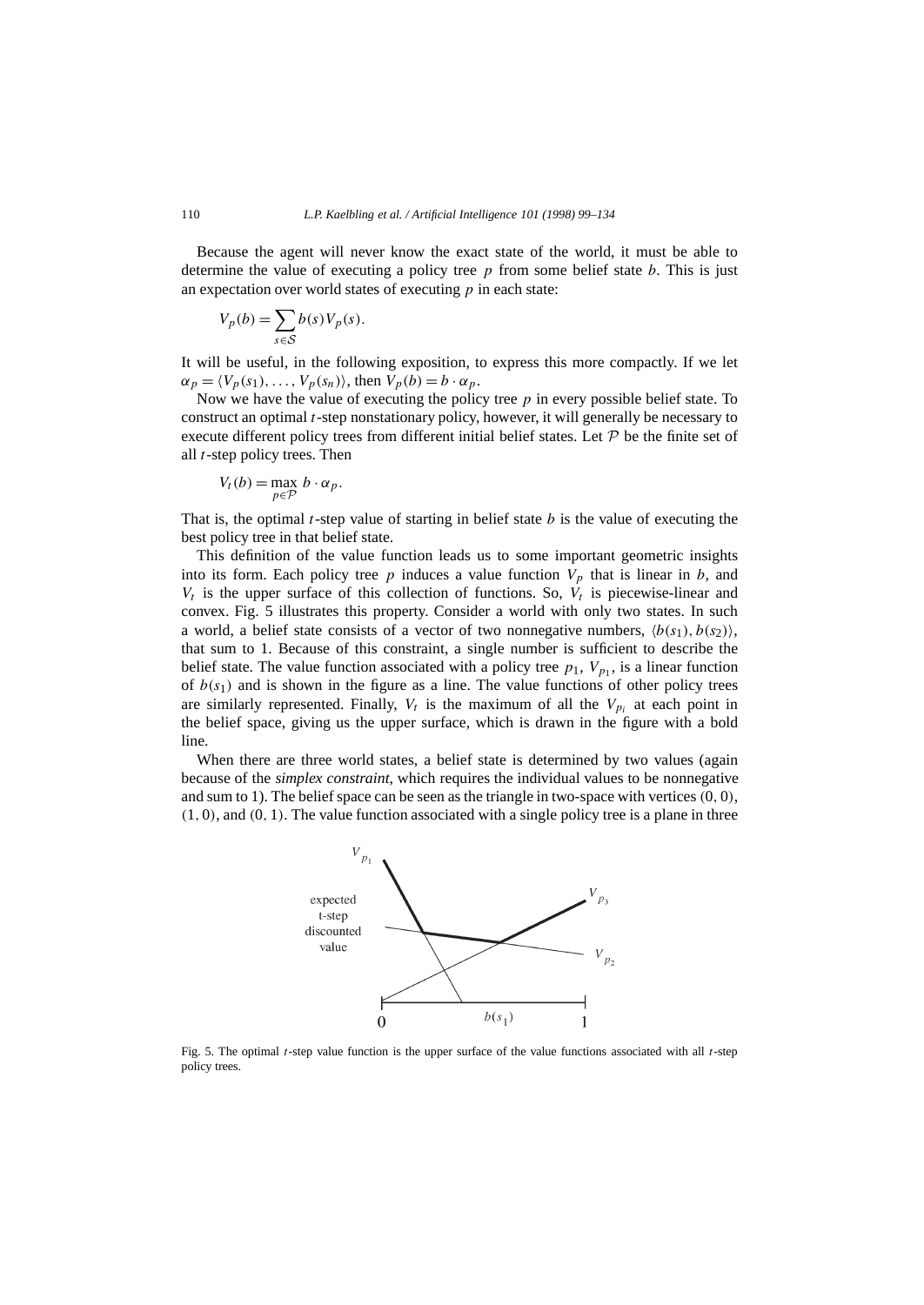Because the agent will never know the exact state of the world, it must be able to determine the value of executing a policy tree $p$ from some belief state $b$. This is just an expectation over world states of executing $p$ in each state:

$$V_p(b) = \sum_{s \in \mathcal{S}} b(s) V_p(s).$$

It will be useful, in the following exposition, to express this more compactly. If we let $\alpha_p = \langle V_p(s_1), \ldots, V_p(s_n) \rangle$, then $V_p(b) = b \cdot \alpha_p$.

Now we have the value of executing the policy tree $p$ in every possible belief state. To construct an optimal $t$-step nonstationary policy, however, it will generally be necessary to execute different policy trees from different initial belief states. Let $\mathcal{P}$ be the finite set of all $t$-step policy trees. Then

$$V_t(b) = \max_{p \in \mathcal{P}} b \cdot \alpha_p.$$

That is, the optimal $t$-step value of starting in belief state $b$ is the value of executing the best policy tree in that belief state.

This definition of the value function leads us to some important geometric insights into its form. Each policy tree $p$ induces a value function $V_p$ that is linear in $b$, and $V_t$ is the upper surface of this collection of functions. So, $V_t$ is piecewise-linear and convex. Fig. 5 illustrates this property. Consider a world with only two states. In such a world, a belief state consists of a vector of two nonnegative numbers, $\langle b(s_1), b(s_2) \rangle$, that sum to 1. Because of this constraint, a single number is sufficient to describe the belief state. The value function associated with a policy tree $p_1$, $V_{p_1}$, is a linear function of $b(s_1)$ and is shown in the figure as a line. The value functions of other policy trees are similarly represented. Finally, $V_t$ is the maximum of all the $V_{p_i}$ at each point in the belief space, giving us the upper surface, which is drawn in the figure with a bold line.

When there are three world states, a belief state is determined by two values (again because of the *simplex constraint*, which requires the individual values to be nonnegative and sum to 1). The belief space can be seen as the triangle in two-space with vertices $(0,0)$, $(1,0)$, and $(0,1)$. The value function associated with a single policy tree is a plane in three

Fig. 5. The optimal $t$-step value function is the upper surface of the value functions associated with all $t$-step policy trees.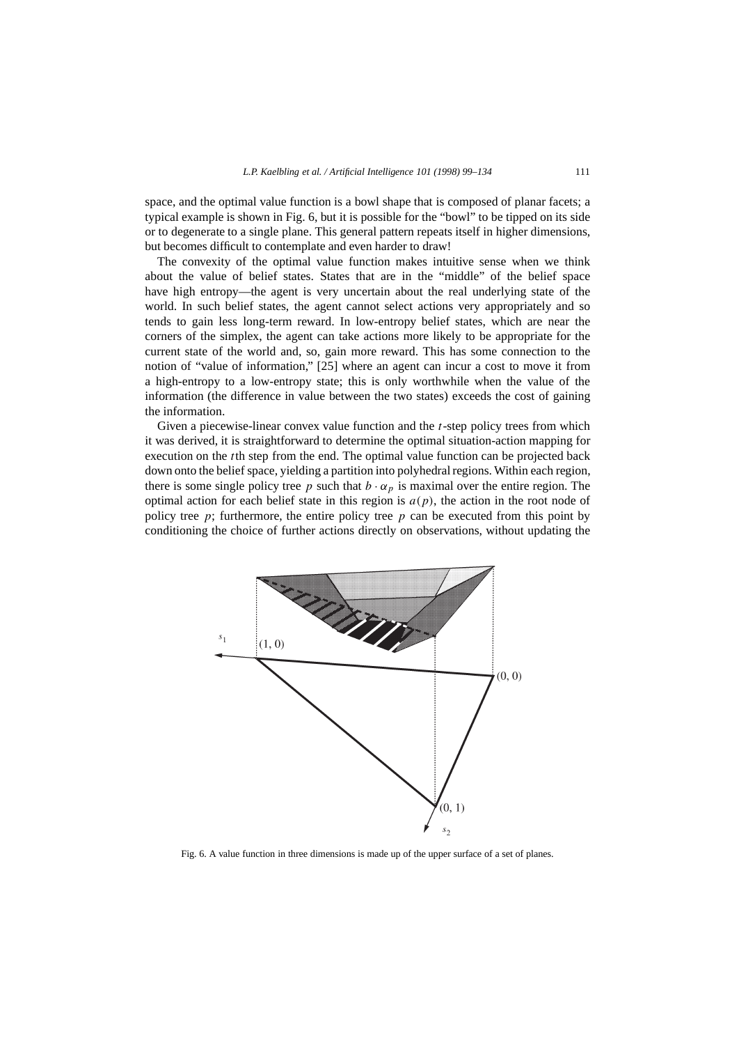space, and the optimal value function is a bowl shape that is composed of planar facets; a typical example is shown in Fig. 6, but it is possible for the "bowl" to be tipped on its side or to degenerate to a single plane. This general pattern repeats itself in higher dimensions, but becomes difficult to contemplate and even harder to draw!

The convexity of the optimal value function makes intuitive sense when we think about the value of belief states. States that are in the "middle" of the belief space have high entropy—the agent is very uncertain about the real underlying state of the world. In such belief states, the agent cannot select actions very appropriately and so tends to gain less long-term reward. In low-entropy belief states, which are near the corners of the simplex, the agent can take actions more likely to be appropriate for the current state of the world and, so, gain more reward. This has some connection to the notion of "value of information," [25] where an agent can incur a cost to move it from a high-entropy to a low-entropy state; this is only worthwhile when the value of the information (the difference in value between the two states) exceeds the cost of gaining the information.

Given a piecewise-linear convex value function and the $t$-step policy trees from which it was derived, it is straightforward to determine the optimal situation-action mapping for execution on the $t$th step from the end. The optimal value function can be projected back down onto the belief space, yielding a partition into polyhedral regions. Within each region, there is some single policy tree $p$ such that $b \cdot \alpha_p$ is maximal over the entire region. The optimal action for each belief state in this region is $a(p)$, the action in the root node of policy tree $p$; furthermore, the entire policy tree $p$ can be executed from this point by conditioning the choice of further actions directly on observations, without updating the

Fig. 6. A value function in three dimensions is made up of the upper surface of a set of planes.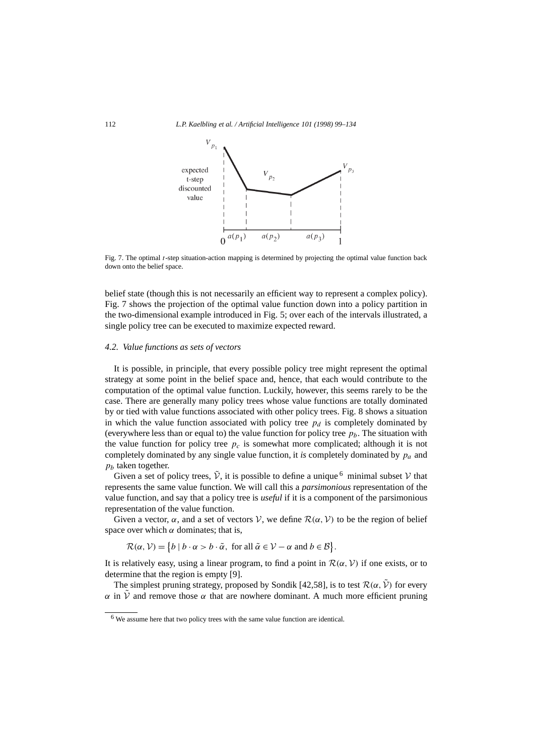Fig. 7. The optimal $t$-step situation-action mapping is determined by projecting the optimal value function back down onto the belief space.

belief state (though this is not necessarily an efficient way to represent a complex policy). Fig. 7 shows the projection of the optimal value function down into a policy partition in the two-dimensional example introduced in Fig. 5; over each of the intervals illustrated, a single policy tree can be executed to maximize expected reward.

### 4.2. Value functions as sets of vectors

It is possible, in principle, that every possible policy tree might represent the optimal strategy at some point in the belief space and, hence, that each would contribute to the computation of the optimal value function. Luckily, however, this seems rarely to be the case. There are generally many policy trees whose value functions are totally dominated by or tied with value functions associated with other policy trees. Fig. 8 shows a situation in which the value function associated with policy tree $p_d$ is completely dominated by (everywhere less than or equal to) the value function for policy tree $p_b$. The situation with the value function for policy tree $p_c$ is somewhat more complicated; although it is not completely dominated by any single value function, it *is* completely dominated by $p_a$ and $p_b$ taken together.

Given a set of policy trees, $\tilde{\mathcal{V}}$, it is possible to define a unique[6] minimal subset $\mathcal{V}$ that represents the same value function. We will call this a *parsimonious* representation of the value function, and say that a policy tree is *useful* if it is a component of the parsimonious representation of the value function.

Given a vector, $\alpha$, and a set of vectors $\mathcal{V}$, we define $\mathcal{R}(\alpha, \mathcal{V})$ to be the region of belief space over which $\alpha$ dominates; that is,

$$\mathcal{R}(\alpha, \mathcal{V}) = \left\{ b \mid b \cdot \alpha > b \cdot \tilde{\alpha}, \text{ for all } \tilde{\alpha} \in \mathcal{V} - \alpha \text{ and } b \in \mathcal{B} \right\}.$$

It is relatively easy, using a linear program, to find a point in $\mathcal{R}(\alpha, \mathcal{V})$ if one exists, or to determine that the region is empty [9].

The simplest pruning strategy, proposed by Sondik [42,58], is to test $\mathcal{R}(\alpha, \tilde{\mathcal{V}})$ for every $\alpha$ in $\tilde{\mathcal{V}}$ and remove those $\alpha$ that are nowhere dominant. A much more efficient pruning

[6] We assume here that two policy trees with the same value function are identical.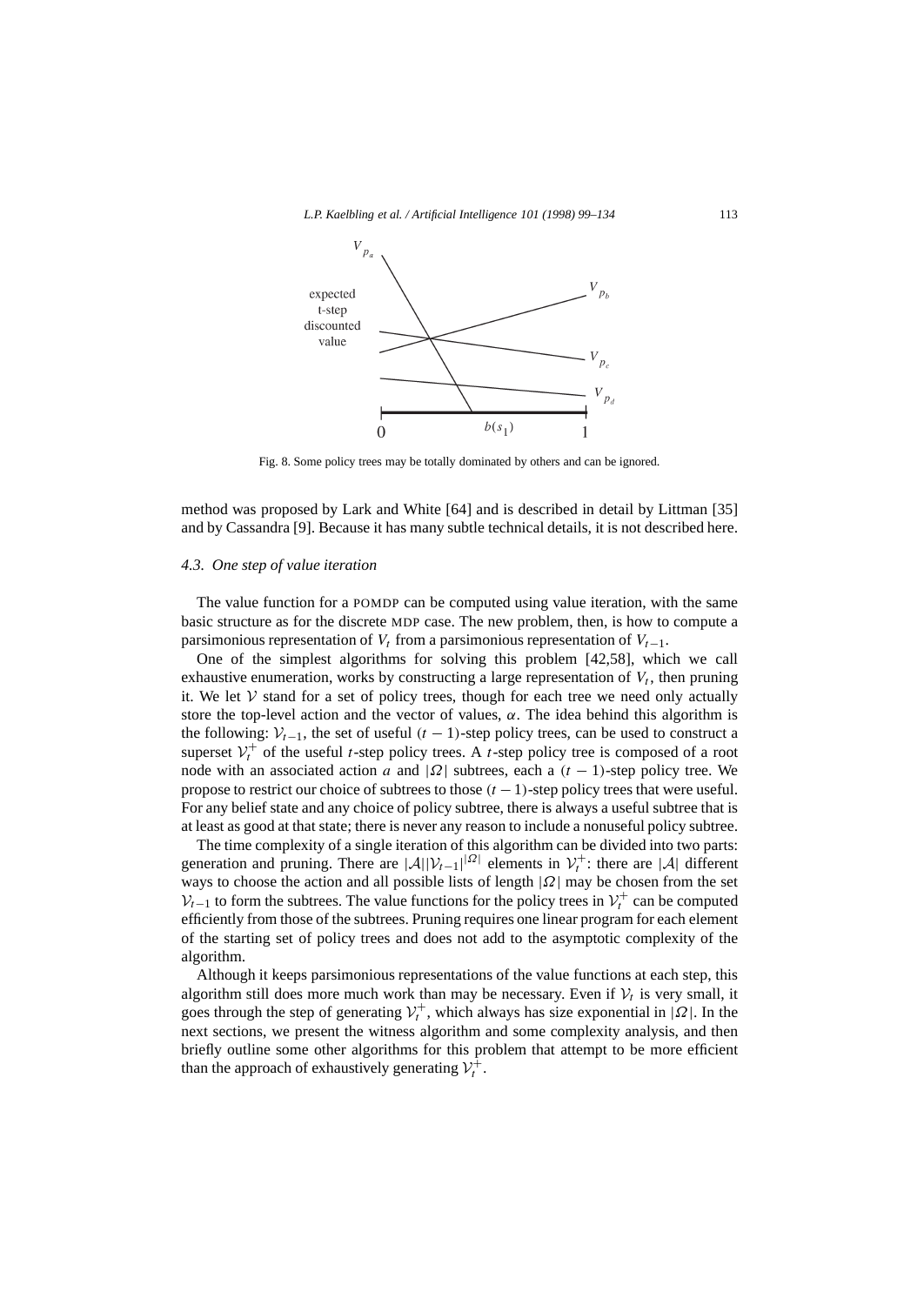Fig. 8. Some policy trees may be totally dominated by others and can be ignored.

method was proposed by Lark and White [64] and is described in detail by Littman [35] and by Cassandra [9]. Because it has many subtle technical details, it is not described here.

### 4.3. One step of value iteration

The value function for a POMDP can be computed using value iteration, with the same basic structure as for the discrete MDP case. The new problem, then, is how to compute a parsimonious representation of $V_t$ from a parsimonious representation of $V_{t-1}$.

One of the simplest algorithms for solving this problem [42,58], which we call exhaustive enumeration, works by constructing a large representation of $V_t$, then pruning it. We let $\mathcal{V}$ stand for a set of policy trees, though for each tree we need only actually store the top-level action and the vector of values, $\alpha$. The idea behind this algorithm is the following: $\mathcal{V}_{t-1}$, the set of useful $(t-1)$-step policy trees, can be used to construct a superset $\mathcal{V}_t^+$ of the useful $t$-step policy trees. A $t$-step policy tree is composed of a root node with an associated action $a$ and $|\Omega|$ subtrees, each a $(t-1)$-step policy tree. We propose to restrict our choice of subtrees to those $(t-1)$-step policy trees that were useful. For any belief state and any choice of policy subtree, there is always a useful subtree that is at least as good at that state; there is never any reason to include a nonuseful policy subtree.

The time complexity of a single iteration of this algorithm can be divided into two parts: generation and pruning. There are $|\mathcal{A}||\mathcal{V}_{t-1}|^{|\Omega|}$ elements in $\mathcal{V}_t^+$: there are $|\mathcal{A}|$ different ways to choose the action and all possible lists of length $|\Omega|$ may be chosen from the set $\mathcal{V}_{t-1}$ to form the subtrees. The value functions for the policy trees in $\mathcal{V}_t^+$ can be computed efficiently from those of the subtrees. Pruning requires one linear program for each element of the starting set of policy trees and does not add to the asymptotic complexity of the algorithm.

Although it keeps parsimonious representations of the value functions at each step, this algorithm still does more much work than may be necessary. Even if $\mathcal{V}_t$ is very small, it goes through the step of generating $\mathcal{V}_t^+$, which always has size exponential in $|\Omega|$. In the next sections, we present the witness algorithm and some complexity analysis, and then briefly outline some other algorithms for this problem that attempt to be more efficient than the approach of exhaustively generating $\mathcal{V}_t^+$.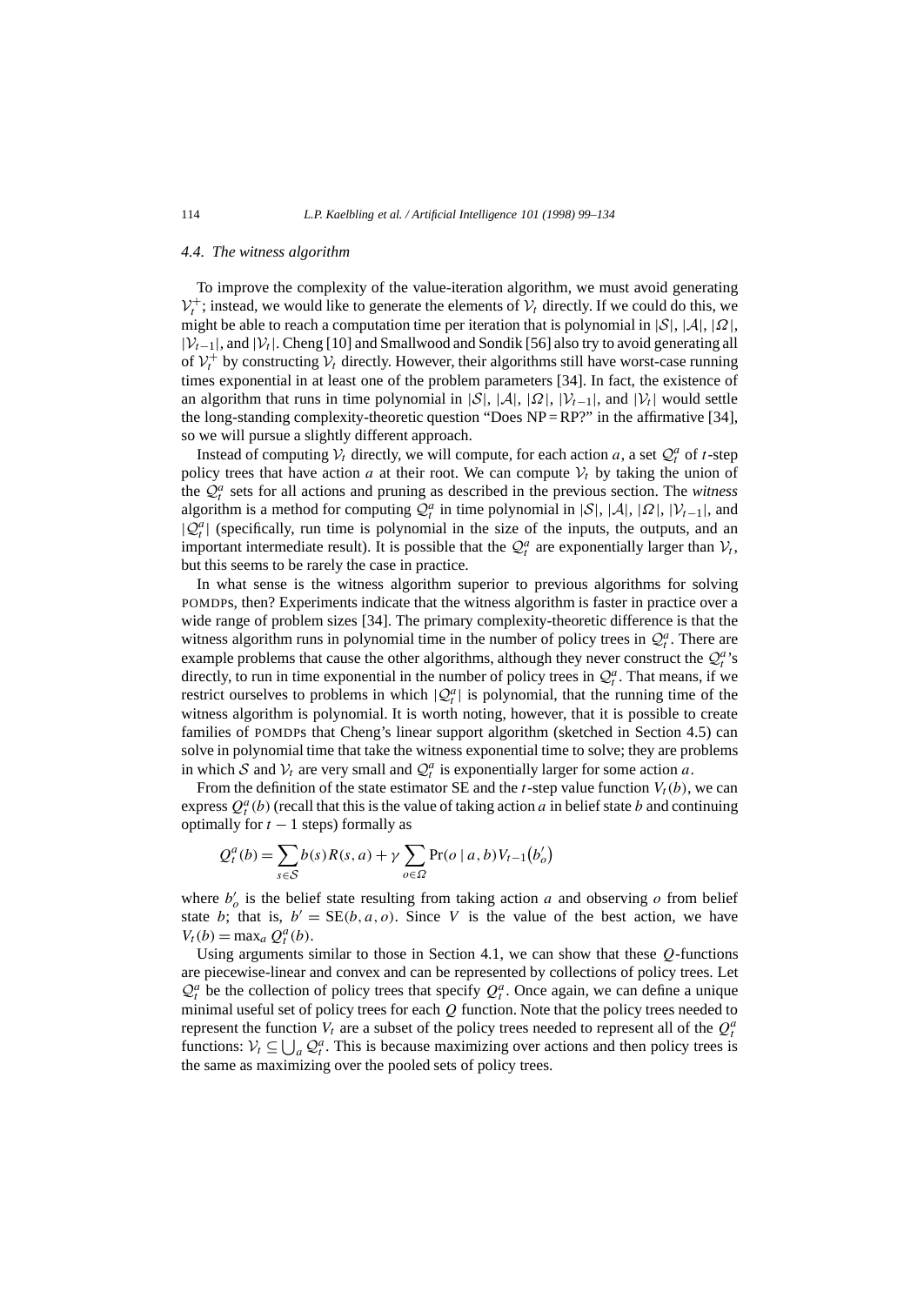### 4.4. The witness algorithm

To improve the complexity of the value-iteration algorithm, we must avoid generating $\mathcal{V}_t^+$; instead, we would like to generate the elements of $\mathcal{V}_t$ directly. If we could do this, we might be able to reach a computation time per iteration that is polynomial in $|\mathcal{S}|$, $|\mathcal{A}|$, $|\Omega|$, $|\mathcal{V}_{t-1}|$, and $|\mathcal{V}_t|$. Cheng [10] and Smallwood and Sondik [56] also try to avoid generating all of $\mathcal{V}_t^+$ by constructing $\mathcal{V}_t$ directly. However, their algorithms still have worst-case running times exponential in at least one of the problem parameters [34]. In fact, the existence of an algorithm that runs in time polynomial in $|\mathcal{S}|$, $|\mathcal{A}|$, $|\Omega|$, $|\mathcal{V}_{t-1}|$, and $|\mathcal{V}_t|$ would settle the long-standing complexity-theoretic question "Does NP = RP?" in the affirmative [34], so we will pursue a slightly different approach.

Instead of computing $\mathcal{V}_t$ directly, we will compute, for each action $a$, a set $\mathcal{Q}_t^a$ of $t$-step policy trees that have action $a$ at their root. We can compute $\mathcal{V}_t$ by taking the union of the $\mathcal{Q}_t^a$ sets for all actions and pruning as described in the previous section. The *witness* algorithm is a method for computing $\mathcal{Q}_t^a$ in time polynomial in $|\mathcal{S}|$, $|\mathcal{A}|$, $|\Omega|$, $|\mathcal{V}_{t-1}|$, and $|\mathcal{Q}_t^a|$ (specifically, run time is polynomial in the size of the inputs, the outputs, and an important intermediate result). It is possible that the $\mathcal{Q}_t^a$ are exponentially larger than $\mathcal{V}_t$, but this seems to be rarely the case in practice.

In what sense is the witness algorithm superior to previous algorithms for solving POMDPs, then? Experiments indicate that the witness algorithm is faster in practice over a wide range of problem sizes [34]. The primary complexity-theoretic difference is that the witness algorithm runs in polynomial time in the number of policy trees in $\mathcal{Q}_t^a$. There are example problems that cause the other algorithms, although they never construct the $\mathcal{Q}_t^a$'s directly, to run in time exponential in the number of policy trees in $\mathcal{Q}_t^a$. That means, if we restrict ourselves to problems in which $|\mathcal{Q}_t^a|$ is polynomial, that the running time of the witness algorithm is polynomial. It is worth noting, however, that it is possible to create families of POMDPs that Cheng's linear support algorithm (sketched in Section 4.5) can solve in polynomial time that take the witness exponential time to solve; they are problems in which $\mathcal{S}$ and $\mathcal{V}_t$ are very small and $\mathcal{Q}_t^a$ is exponentially larger for some action $a$.

From the definition of the state estimator SE and the $t$-step value function $V_t(b)$, we can express $Q_t^a(b)$ (recall that this is the value of taking action $a$ in belief state $b$ and continuing optimally for $t-1$ steps) formally as

$$Q_t^a(b) = \sum_{s \in \mathcal{S}} b(s) R(s,a) + \gamma \sum_{o \in \Omega} \Pr(o \mid a, b) V_{t-1}\big(b'_o\big)$$

where $b'_o$ is the belief state resulting from taking action $a$ and observing $o$ from belief state $b$; that is, $b' = \mathrm{SE}(b, a, o)$. Since $V$ is the value of the best action, we have $V_t(b) = \max_a Q_t^a(b)$.

Using arguments similar to those in Section 4.1, we can show that these $Q$-functions are piecewise-linear and convex and can be represented by collections of policy trees. Let $\mathcal{Q}_t^a$ be the collection of policy trees that specify $Q_t^a$. Once again, we can define a unique minimal useful set of policy trees for each $Q$ function. Note that the policy trees needed to represent the function $V_t$ are a subset of the policy trees needed to represent all of the $Q_t^a$ functions: $\mathcal{V}_t \subseteq \bigcup_a \mathcal{Q}_t^a$. This is because maximizing over actions and then policy trees is the same as maximizing over the pooled sets of policy trees.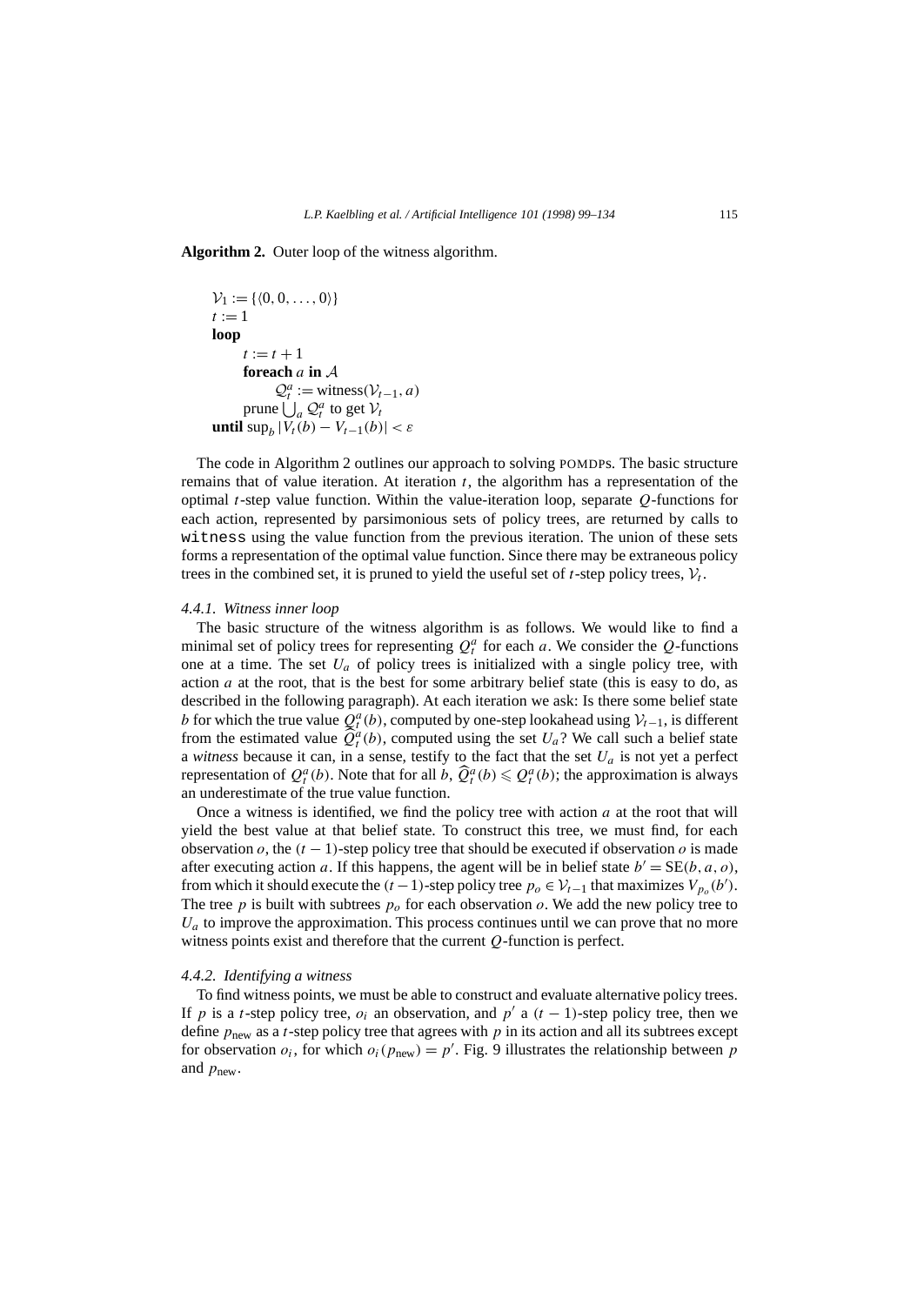**Algorithm 2.** Outer loop of the witness algorithm.

$$
\begin{aligned}
&\mathcal{V}_1 := \{\langle 0, 0, \ldots, 0\rangle\} \\
&t := 1 \\
&\textbf{loop} \\
&\qquad t := t + 1 \\
&\qquad \textbf{foreach } a \textbf{ in } \mathcal{A} \\
&\qquad\qquad \mathcal{Q}_t^a := \text{witness}(\mathcal{V}_{t-1}, a) \\
&\qquad \text{prune } \bigcup_a \mathcal{Q}_t^a \text{ to get } \mathcal{V}_t \\
&\textbf{until } \sup_b |V_t(b) - V_{t-1}(b)| < \varepsilon
\end{aligned}
$$

The code in Algorithm 2 outlines our approach to solving POMDPs. The basic structure remains that of value iteration. At iteration $t$, the algorithm has a representation of the optimal $t$-step value function. Within the value-iteration loop, separate $Q$-functions for each action, represented by parsimonious sets of policy trees, are returned by calls to `witness` using the value function from the previous iteration. The union of these sets forms a representation of the optimal value function. Since there may be extraneous policy trees in the combined set, it is pruned to yield the useful set of $t$-step policy trees, $\mathcal{V}_t$.

#### 4.4.1. Witness inner loop

The basic structure of the witness algorithm is as follows. We would like to find a minimal set of policy trees for representing $Q_t^a$ for each $a$. We consider the $Q$-functions one at a time. The set $U_a$ of policy trees is initialized with a single policy tree, with action $a$ at the root, that is the best for some arbitrary belief state (this is easy to do, as described in the following paragraph). At each iteration we ask: Is there some belief state $b$ for which the true value $Q_t^a(b)$, computed by one-step lookahead using $\mathcal{V}_{t-1}$, is different from the estimated value $\widehat{Q}_t^a(b)$, computed using the set $U_a$? We call such a belief state a *witness* because it can, in a sense, testify to the fact that the set $U_a$ is not yet a perfect representation of $Q_t^a(b)$. Note that for all $b$, $\widehat{Q}_t^a(b) \leqslant Q_t^a(b)$; the approximation is always an underestimate of the true value function.

Once a witness is identified, we find the policy tree with action $a$ at the root that will yield the best value at that belief state. To construct this tree, we must find, for each observation $o$, the $(t-1)$-step policy tree that should be executed if observation $o$ is made after executing action $a$. If this happens, the agent will be in belief state $b' = \mathrm{SE}(b, a, o)$, from which it should execute the $(t-1)$-step policy tree $p_o \in \mathcal{V}_{t-1}$ that maximizes $V_{p_o}(b')$. The tree $p$ is built with subtrees $p_o$ for each observation $o$. We add the new policy tree to $U_a$ to improve the approximation. This process continues until we can prove that no more witness points exist and therefore that the current $Q$-function is perfect.

#### 4.4.2. Identifying a witness

To find witness points, we must be able to construct and evaluate alternative policy trees. If $p$ is a $t$-step policy tree, $o_i$ an observation, and $p'$ a $(t-1)$-step policy tree, then we define $p_{\text{new}}$ as a $t$-step policy tree that agrees with $p$ in its action and all its subtrees except for observation $o_i$, for which $o_i(p_{\text{new}}) = p'$. Fig. 9 illustrates the relationship between $p$ and $p_{\text{new}}$.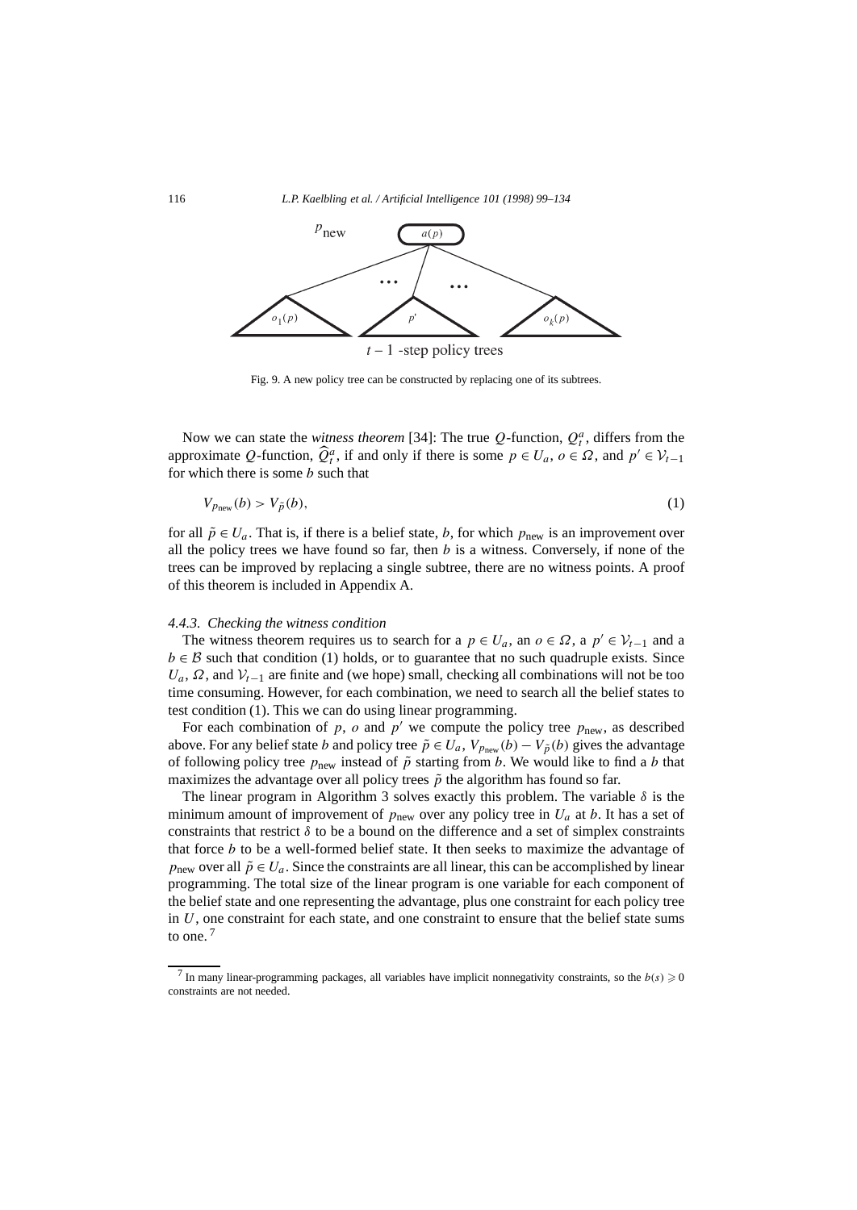Fig. 9. A new policy tree can be constructed by replacing one of its subtrees.

Now we can state the *witness theorem* [34]: The true $Q$-function, $Q_t^a$, differs from the approximate $Q$-function, $\widehat{Q}_t^a$, if and only if there is some $p \in U_a$, $o \in \Omega$, and $p' \in \mathcal{V}_{t-1}$ for which there is some $b$ such that

$$V_{p_{\text{new}}}(b) > V_{\tilde{p}}(b), \tag{1}$$

for all $\tilde{p} \in U_a$. That is, if there is a belief state, $b$, for which $p_{\text{new}}$ is an improvement over all the policy trees we have found so far, then $b$ is a witness. Conversely, if none of the trees can be improved by replacing a single subtree, there are no witness points. A proof of this theorem is included in Appendix A.

### 4.4.3. Checking the witness condition

The witness theorem requires us to search for a $p \in U_a$, an $o \in \Omega$, a $p' \in \mathcal{V}_{t-1}$ and a $b \in \mathcal{B}$ such that condition (1) holds, or to guarantee that no such quadruple exists. Since $U_a$, $\Omega$, and $\mathcal{V}_{t-1}$ are finite and (we hope) small, checking all combinations will not be too time consuming. However, for each combination, we need to search all the belief states to test condition (1). This we can do using linear programming.

For each combination of $p$, $o$ and $p'$ we compute the policy tree $p_{\text{new}}$, as described above. For any belief state $b$ and policy tree $\tilde{p} \in U_a$, $V_{p_{\text{new}}}(b) - V_{\tilde{p}}(b)$ gives the advantage of following policy tree $p_{\text{new}}$ instead of $\tilde{p}$ starting from $b$. We would like to find a $b$ that maximizes the advantage over all policy trees $\tilde{p}$ the algorithm has found so far.

The linear program in Algorithm 3 solves exactly this problem. The variable $\delta$ is the minimum amount of improvement of $p_{\text{new}}$ over any policy tree in $U_a$ at $b$. It has a set of constraints that restrict $\delta$ to be a bound on the difference and a set of simplex constraints that force $b$ to be a well-formed belief state. It then seeks to maximize the advantage of $p_{\text{new}}$ over all $\tilde{p} \in U_a$. Since the constraints are all linear, this can be accomplished by linear programming. The total size of the linear program is one variable for each component of the belief state and one representing the advantage, plus one constraint for each policy tree in $U$, one constraint for each state, and one constraint to ensure that the belief state sums to one. [7]

[7] In many linear-programming packages, all variables have implicit nonnegativity constraints, so the $b(s) \geqslant 0$ constraints are not needed.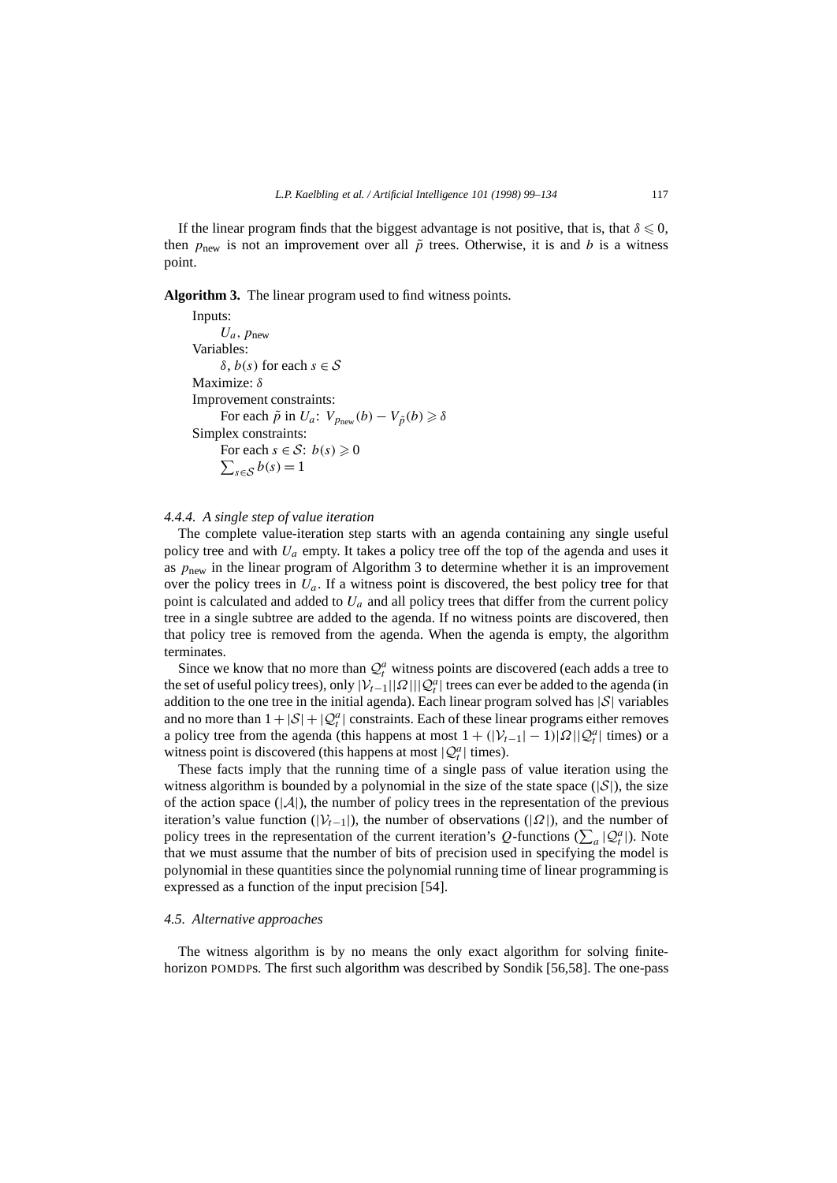If the linear program finds that the biggest advantage is not positive, that is, that $\delta \leqslant 0$, then $p_{\text{new}}$ is not an improvement over all $\tilde{p}$ trees. Otherwise, it is and $b$ is a witness point.

**Algorithm 3.** The linear program used to find witness points.

Inputs:
  $U_a$, $p_{\text{new}}$
Variables:
  $\delta$, $b(s)$ for each $s \in \mathcal{S}$
Maximize: $\delta$
Improvement constraints:
  For each $\tilde{p}$ in $U_a$: $V_{p_{\text{new}}}(b) - V_{\tilde{p}}(b) \geqslant \delta$
Simplex constraints:
  For each $s \in \mathcal{S}$: $b(s) \geqslant 0$
  $\sum_{s \in \mathcal{S}} b(s) = 1$

#### 4.4.4. *A single step of value iteration*

The complete value-iteration step starts with an agenda containing any single useful policy tree and with $U_a$ empty. It takes a policy tree off the top of the agenda and uses it as $p_{\text{new}}$ in the linear program of Algorithm 3 to determine whether it is an improvement over the policy trees in $U_a$. If a witness point is discovered, the best policy tree for that point is calculated and added to $U_a$ and all policy trees that differ from the current policy tree in a single subtree are added to the agenda. If no witness points are discovered, then that policy tree is removed from the agenda. When the agenda is empty, the algorithm terminates.

Since we know that no more than $\mathcal{Q}_t^a$ witness points are discovered (each adds a tree to the set of useful policy trees), only $|\mathcal{V}_{t-1}||\Omega|||\mathcal{Q}_t^a|$ trees can ever be added to the agenda (in addition to the one tree in the initial agenda). Each linear program solved has $|\mathcal{S}|$ variables and no more than $1 + |\mathcal{S}| + |\mathcal{Q}_t^a|$ constraints. Each of these linear programs either removes a policy tree from the agenda (this happens at most $1 + (|\mathcal{V}_{t-1}| - 1)|\Omega||\mathcal{Q}_t^a|$ times) or a witness point is discovered (this happens at most $|\mathcal{Q}_t^a|$ times).

These facts imply that the running time of a single pass of value iteration using the witness algorithm is bounded by a polynomial in the size of the state space ($|\mathcal{S}|$), the size of the action space ($|\mathcal{A}|$), the number of policy trees in the representation of the previous iteration's value function ($|\mathcal{V}_{t-1}|$), the number of observations ($|\Omega|$), and the number of policy trees in the representation of the current iteration's $Q$-functions ($\sum_a |\mathcal{Q}_t^a|$). Note that we must assume that the number of bits of precision used in specifying the model is polynomial in these quantities since the polynomial running time of linear programming is expressed as a function of the input precision [54].

### 4.5. *Alternative approaches*

The witness algorithm is by no means the only exact algorithm for solving finite-horizon POMDPs. The first such algorithm was described by Sondik [56,58]. The one-pass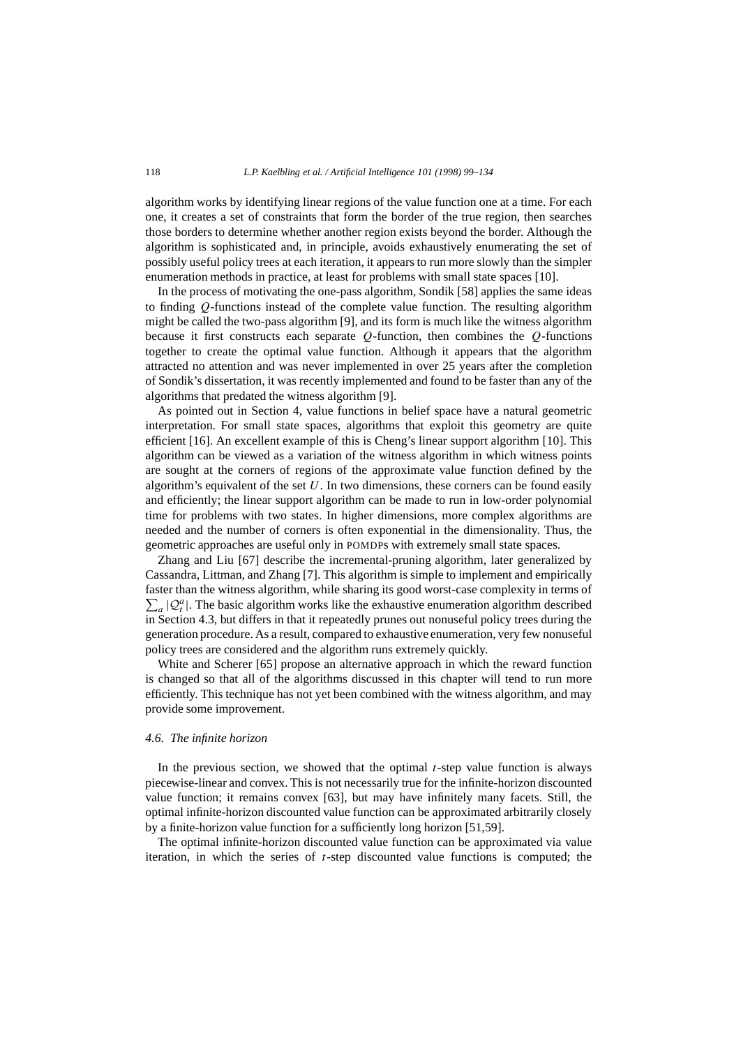algorithm works by identifying linear regions of the value function one at a time. For each one, it creates a set of constraints that form the border of the true region, then searches those borders to determine whether another region exists beyond the border. Although the algorithm is sophisticated and, in principle, avoids exhaustively enumerating the set of possibly useful policy trees at each iteration, it appears to run more slowly than the simpler enumeration methods in practice, at least for problems with small state spaces [10].

In the process of motivating the one-pass algorithm, Sondik [58] applies the same ideas to finding $Q$-functions instead of the complete value function. The resulting algorithm might be called the two-pass algorithm [9], and its form is much like the witness algorithm because it first constructs each separate $Q$-function, then combines the $Q$-functions together to create the optimal value function. Although it appears that the algorithm attracted no attention and was never implemented in over 25 years after the completion of Sondik's dissertation, it was recently implemented and found to be faster than any of the algorithms that predated the witness algorithm [9].

As pointed out in Section 4, value functions in belief space have a natural geometric interpretation. For small state spaces, algorithms that exploit this geometry are quite efficient [16]. An excellent example of this is Cheng's linear support algorithm [10]. This algorithm can be viewed as a variation of the witness algorithm in which witness points are sought at the corners of regions of the approximate value function defined by the algorithm's equivalent of the set $U$. In two dimensions, these corners can be found easily and efficiently; the linear support algorithm can be made to run in low-order polynomial time for problems with two states. In higher dimensions, more complex algorithms are needed and the number of corners is often exponential in the dimensionality. Thus, the geometric approaches are useful only in POMDPs with extremely small state spaces.

Zhang and Liu [67] describe the incremental-pruning algorithm, later generalized by Cassandra, Littman, and Zhang [7]. This algorithm is simple to implement and empirically faster than the witness algorithm, while sharing its good worst-case complexity in terms of $\sum_a |\mathcal{Q}_t^a|$. The basic algorithm works like the exhaustive enumeration algorithm described in Section 4.3, but differs in that it repeatedly prunes out nonuseful policy trees during the generation procedure. As a result, compared to exhaustive enumeration, very few nonuseful policy trees are considered and the algorithm runs extremely quickly.

White and Scherer [65] propose an alternative approach in which the reward function is changed so that all of the algorithms discussed in this chapter will tend to run more efficiently. This technique has not yet been combined with the witness algorithm, and may provide some improvement.

### *4.6. The infinite horizon*

In the previous section, we showed that the optimal $t$-step value function is always piecewise-linear and convex. This is not necessarily true for the infinite-horizon discounted value function; it remains convex [63], but may have infinitely many facets. Still, the optimal infinite-horizon discounted value function can be approximated arbitrarily closely by a finite-horizon value function for a sufficiently long horizon [51,59].

The optimal infinite-horizon discounted value function can be approximated via value iteration, in which the series of $t$-step discounted value functions is computed; the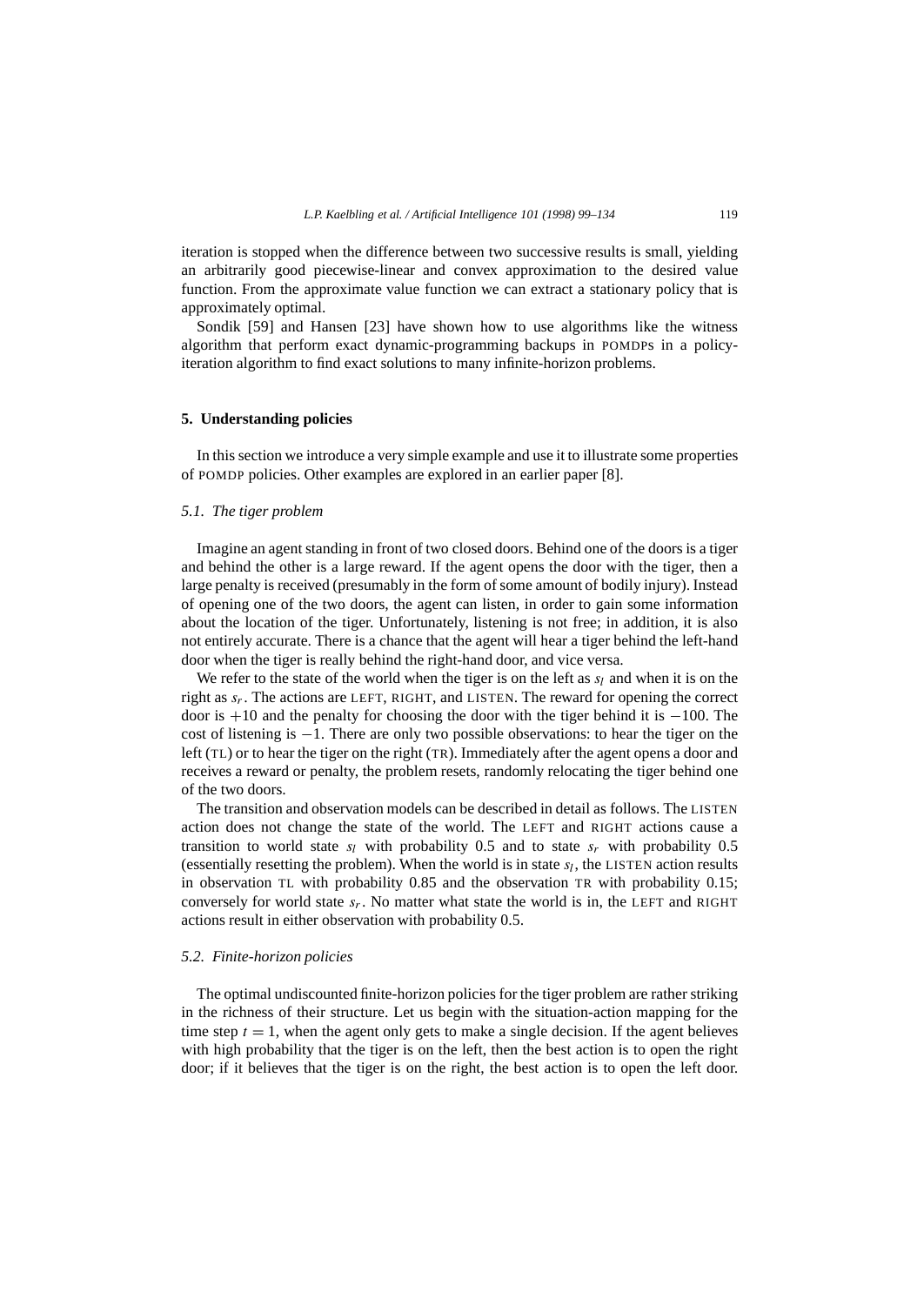iteration is stopped when the difference between two successive results is small, yielding an arbitrarily good piecewise-linear and convex approximation to the desired value function. From the approximate value function we can extract a stationary policy that is approximately optimal.

Sondik [59] and Hansen [23] have shown how to use algorithms like the witness algorithm that perform exact dynamic-programming backups in POMDPs in a policy-iteration algorithm to find exact solutions to many infinite-horizon problems.

## 5. Understanding policies

In this section we introduce a very simple example and use it to illustrate some properties of POMDP policies. Other examples are explored in an earlier paper [8].

### *5.1. The tiger problem*

Imagine an agent standing in front of two closed doors. Behind one of the doors is a tiger and behind the other is a large reward. If the agent opens the door with the tiger, then a large penalty is received (presumably in the form of some amount of bodily injury). Instead of opening one of the two doors, the agent can listen, in order to gain some information about the location of the tiger. Unfortunately, listening is not free; in addition, it is also not entirely accurate. There is a chance that the agent will hear a tiger behind the left-hand door when the tiger is really behind the right-hand door, and vice versa.

We refer to the state of the world when the tiger is on the left as $s_l$ and when it is on the right as $s_r$. The actions are LEFT, RIGHT, and LISTEN. The reward for opening the correct door is $+10$ and the penalty for choosing the door with the tiger behind it is $-100$. The cost of listening is $-1$. There are only two possible observations: to hear the tiger on the left (TL) or to hear the tiger on the right (TR). Immediately after the agent opens a door and receives a reward or penalty, the problem resets, randomly relocating the tiger behind one of the two doors.

The transition and observation models can be described in detail as follows. The LISTEN action does not change the state of the world. The LEFT and RIGHT actions cause a transition to world state $s_l$ with probability 0.5 and to state $s_r$ with probability 0.5 (essentially resetting the problem). When the world is in state $s_l$, the LISTEN action results in observation TL with probability 0.85 and the observation TR with probability 0.15; conversely for world state $s_r$. No matter what state the world is in, the LEFT and RIGHT actions result in either observation with probability 0.5.

### *5.2. Finite-horizon policies*

The optimal undiscounted finite-horizon policies for the tiger problem are rather striking in the richness of their structure. Let us begin with the situation-action mapping for the time step $t = 1$, when the agent only gets to make a single decision. If the agent believes with high probability that the tiger is on the left, then the best action is to open the right door; if it believes that the tiger is on the right, the best action is to open the left door.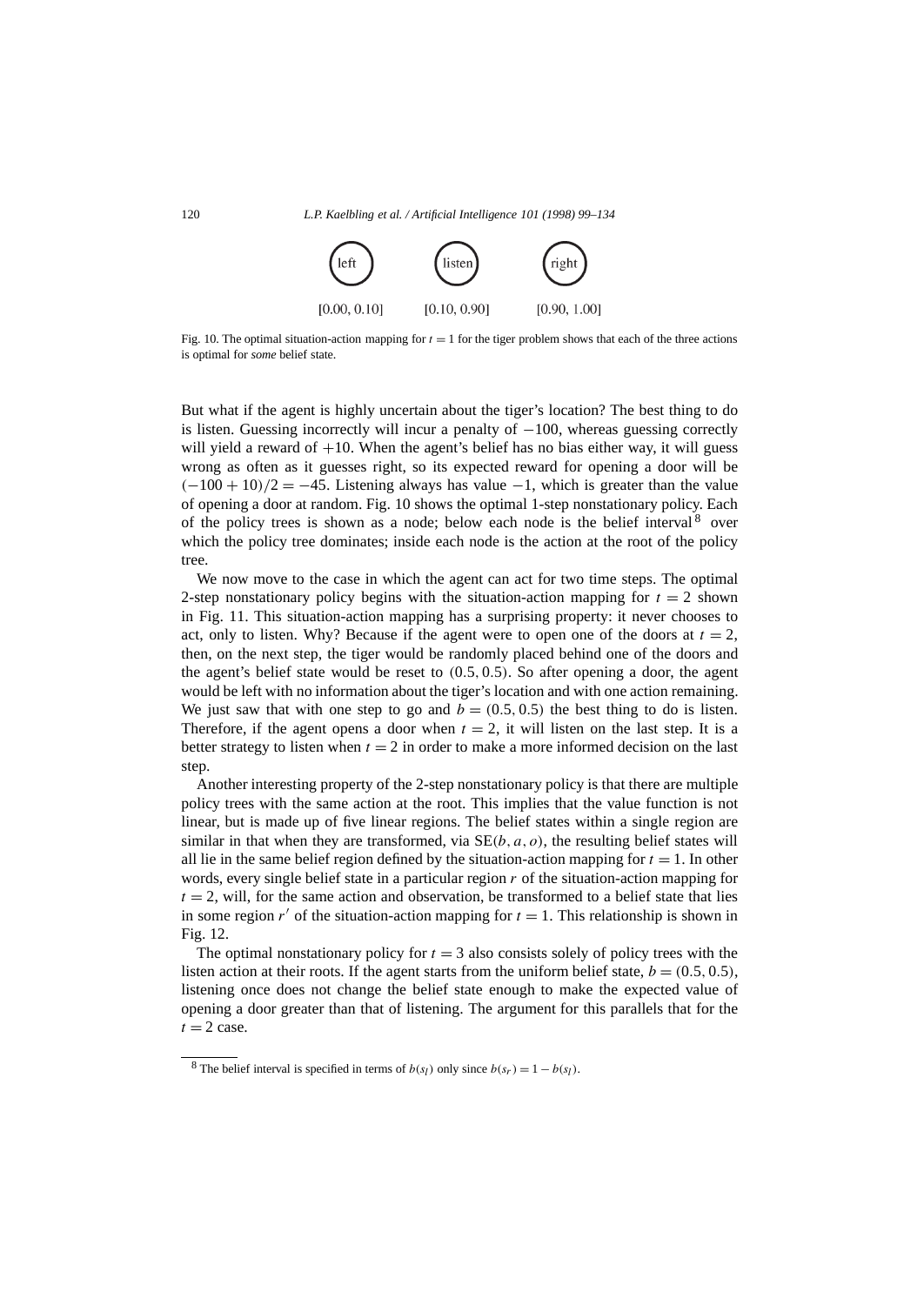left listen right

[0.00, 0.10] [0.10, 0.90] [0.90, 1.00]

Fig. 10. The optimal situation-action mapping for $t = 1$ for the tiger problem shows that each of the three actions is optimal for *some* belief state.

But what if the agent is highly uncertain about the tiger's location? The best thing to do is listen. Guessing incorrectly will incur a penalty of $-100$, whereas guessing correctly will yield a reward of $+10$. When the agent's belief has no bias either way, it will guess wrong as often as it guesses right, so its expected reward for opening a door will be $(-100 + 10)/2 = -45$. Listening always has value $-1$, which is greater than the value of opening a door at random. Fig. 10 shows the optimal 1-step nonstationary policy. Each of the policy trees is shown as a node; below each node is the belief interval[8] over which the policy tree dominates; inside each node is the action at the root of the policy tree.

We now move to the case in which the agent can act for two time steps. The optimal 2-step nonstationary policy begins with the situation-action mapping for $t = 2$ shown in Fig. 11. This situation-action mapping has a surprising property: it never chooses to act, only to listen. Why? Because if the agent were to open one of the doors at $t = 2$, then, on the next step, the tiger would be randomly placed behind one of the doors and the agent's belief state would be reset to $(0.5, 0.5)$. So after opening a door, the agent would be left with no information about the tiger's location and with one action remaining. We just saw that with one step to go and $b = (0.5, 0.5)$ the best thing to do is listen. Therefore, if the agent opens a door when $t = 2$, it will listen on the last step. It is a better strategy to listen when $t = 2$ in order to make a more informed decision on the last step.

Another interesting property of the 2-step nonstationary policy is that there are multiple policy trees with the same action at the root. This implies that the value function is not linear, but is made up of five linear regions. The belief states within a single region are similar in that when they are transformed, via $\mathrm{SE}(b, a, o)$, the resulting belief states will all lie in the same belief region defined by the situation-action mapping for $t = 1$. In other words, every single belief state in a particular region $r$ of the situation-action mapping for $t = 2$, will, for the same action and observation, be transformed to a belief state that lies in some region $r'$ of the situation-action mapping for $t = 1$. This relationship is shown in Fig. 12.

The optimal nonstationary policy for $t = 3$ also consists solely of policy trees with the listen action at their roots. If the agent starts from the uniform belief state, $b = (0.5, 0.5)$, listening once does not change the belief state enough to make the expected value of opening a door greater than that of listening. The argument for this parallels that for the $t = 2$ case.

[8] The belief interval is specified in terms of $b(s_l)$ only since $b(s_r) = 1 - b(s_l)$.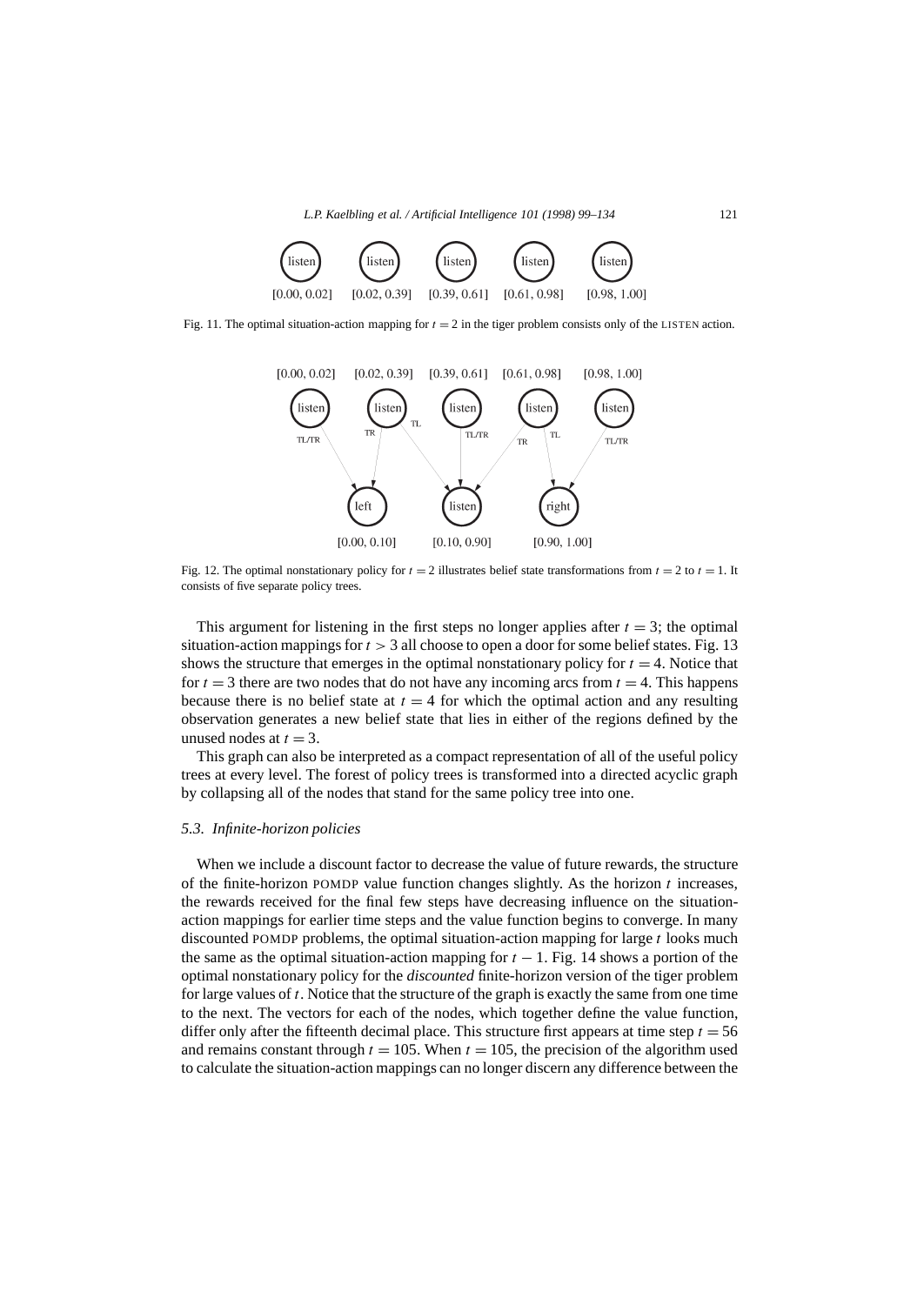Fig. 11. The optimal situation-action mapping for $t = 2$ in the tiger problem consists only of the LISTEN action.

Fig. 12. The optimal nonstationary policy for $t = 2$ illustrates belief state transformations from $t = 2$ to $t = 1$. It consists of five separate policy trees.

This argument for listening in the first steps no longer applies after $t = 3$; the optimal situation-action mappings for $t > 3$ all choose to open a door for some belief states. Fig. 13 shows the structure that emerges in the optimal nonstationary policy for $t = 4$. Notice that for $t = 3$ there are two nodes that do not have any incoming arcs from $t = 4$. This happens because there is no belief state at $t = 4$ for which the optimal action and any resulting observation generates a new belief state that lies in either of the regions defined by the unused nodes at $t = 3$.

This graph can also be interpreted as a compact representation of all of the useful policy trees at every level. The forest of policy trees is transformed into a directed acyclic graph by collapsing all of the nodes that stand for the same policy tree into one.

### 5.3. *Infinite-horizon policies*

When we include a discount factor to decrease the value of future rewards, the structure of the finite-horizon POMDP value function changes slightly. As the horizon $t$ increases, the rewards received for the final few steps have decreasing influence on the situation-action mappings for earlier time steps and the value function begins to converge. In many discounted POMDP problems, the optimal situation-action mapping for large $t$ looks much the same as the optimal situation-action mapping for $t - 1$. Fig. 14 shows a portion of the optimal nonstationary policy for the *discounted* finite-horizon version of the tiger problem for large values of $t$. Notice that the structure of the graph is exactly the same from one time to the next. The vectors for each of the nodes, which together define the value function, differ only after the fifteenth decimal place. This structure first appears at time step $t = 56$ and remains constant through $t = 105$. When $t = 105$, the precision of the algorithm used to calculate the situation-action mappings can no longer discern any difference between the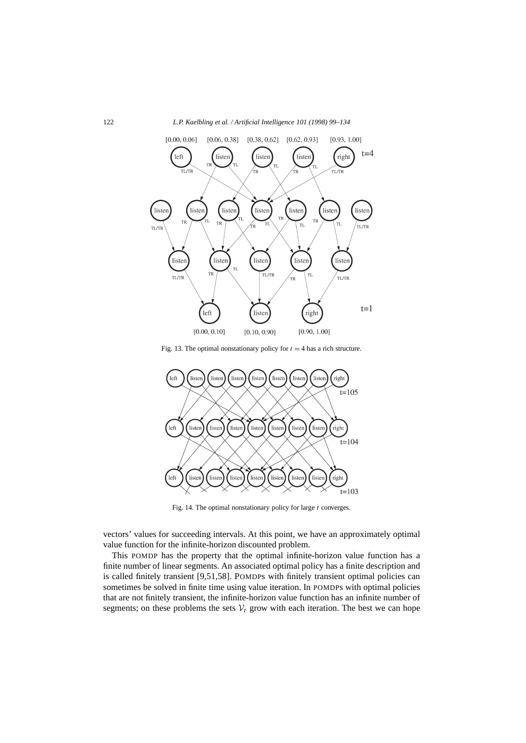Fig. 13. The optimal nonstationary policy for $t = 4$ has a rich structure.

Fig. 14. The optimal nonstationary policy for large $t$ converges.

vectors' values for succeeding intervals. At this point, we have an approximately optimal value function for the infinite-horizon discounted problem.

This POMDP has the property that the optimal infinite-horizon value function has a finite number of linear segments. An associated optimal policy has a finite description and is called finitely transient [9,51,58]. POMDPs with finitely transient optimal policies can sometimes be solved in finite time using value iteration. In POMDPs with optimal policies that are not finitely transient, the infinite-horizon value function has an infinite number of segments; on these problems the sets $\mathcal{V}_t$ grow with each iteration. The best we can hope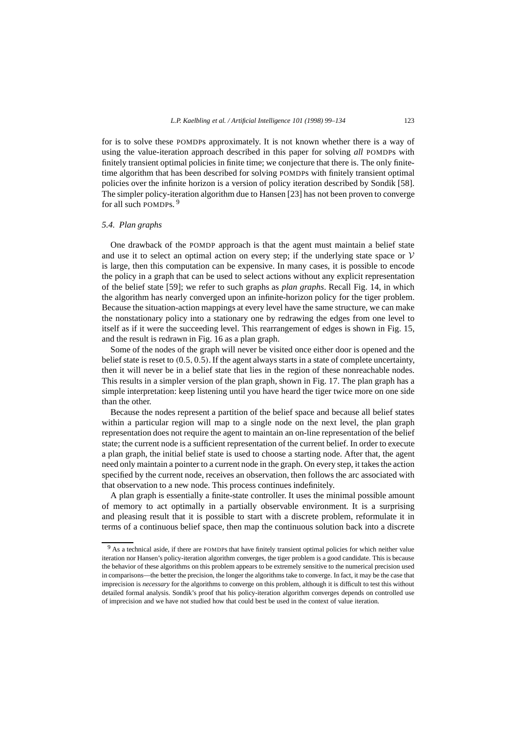for is to solve these POMDPs approximately. It is not known whether there is a way of using the value-iteration approach described in this paper for solving *all* POMDPs with finitely transient optimal policies in finite time; we conjecture that there is. The only finite-time algorithm that has been described for solving POMDPs with finitely transient optimal policies over the infinite horizon is a version of policy iteration described by Sondik [58]. The simpler policy-iteration algorithm due to Hansen [23] has not been proven to converge for all such POMDPs. [9]

### *5.4. Plan graphs*

One drawback of the POMDP approach is that the agent must maintain a belief state and use it to select an optimal action on every step; if the underlying state space or $\mathcal{V}$ is large, then this computation can be expensive. In many cases, it is possible to encode the policy in a graph that can be used to select actions without any explicit representation of the belief state [59]; we refer to such graphs as *plan graphs*. Recall Fig. 14, in which the algorithm has nearly converged upon an infinite-horizon policy for the tiger problem. Because the situation-action mappings at every level have the same structure, we can make the nonstationary policy into a stationary one by redrawing the edges from one level to itself as if it were the succeeding level. This rearrangement of edges is shown in Fig. 15, and the result is redrawn in Fig. 16 as a plan graph.

Some of the nodes of the graph will never be visited once either door is opened and the belief state is reset to $\langle 0.5, 0.5\rangle$. If the agent always starts in a state of complete uncertainty, then it will never be in a belief state that lies in the region of these nonreachable nodes. This results in a simpler version of the plan graph, shown in Fig. 17. The plan graph has a simple interpretation: keep listening until you have heard the tiger twice more on one side than the other.

Because the nodes represent a partition of the belief space and because all belief states within a particular region will map to a single node on the next level, the plan graph representation does not require the agent to maintain an on-line representation of the belief state; the current node is a sufficient representation of the current belief. In order to execute a plan graph, the initial belief state is used to choose a starting node. After that, the agent need only maintain a pointer to a current node in the graph. On every step, it takes the action specified by the current node, receives an observation, then follows the arc associated with that observation to a new node. This process continues indefinitely.

A plan graph is essentially a finite-state controller. It uses the minimal possible amount of memory to act optimally in a partially observable environment. It is a surprising and pleasing result that it is possible to start with a discrete problem, reformulate it in terms of a continuous belief space, then map the continuous solution back into a discrete

[9] As a technical aside, if there are POMDPs that have finitely transient optimal policies for which neither value iteration nor Hansen's policy-iteration algorithm converges, the tiger problem is a good candidate. This is because the behavior of these algorithms on this problem appears to be extremely sensitive to the numerical precision used in comparisons—the better the precision, the longer the algorithms take to converge. In fact, it may be the case that imprecision is *necessary* for the algorithms to converge on this problem, although it is difficult to test this without detailed formal analysis. Sondik's proof that his policy-iteration algorithm converges depends on controlled use of imprecision and we have not studied how that could best be used in the context of value iteration.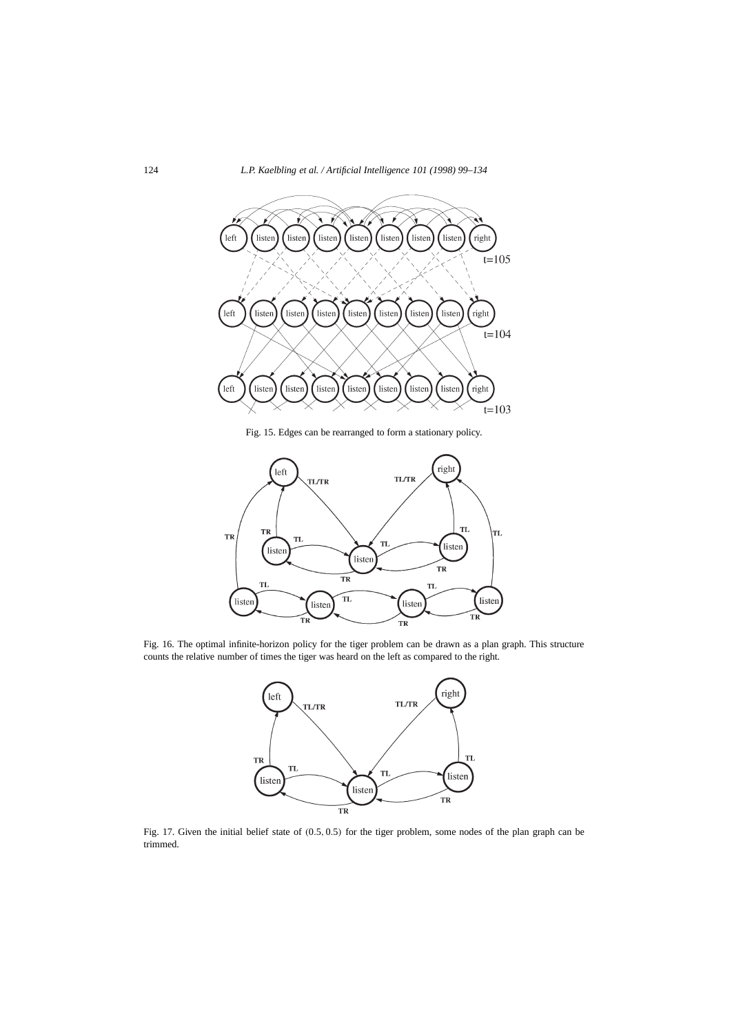Fig. 15. Edges can be rearranged to form a stationary policy.

Fig. 16. The optimal infinite-horizon policy for the tiger problem can be drawn as a plan graph. This structure counts the relative number of times the tiger was heard on the left as compared to the right.

Fig. 17. Given the initial belief state of $(0.5, 0.5)$ for the tiger problem, some nodes of the plan graph can be trimmed.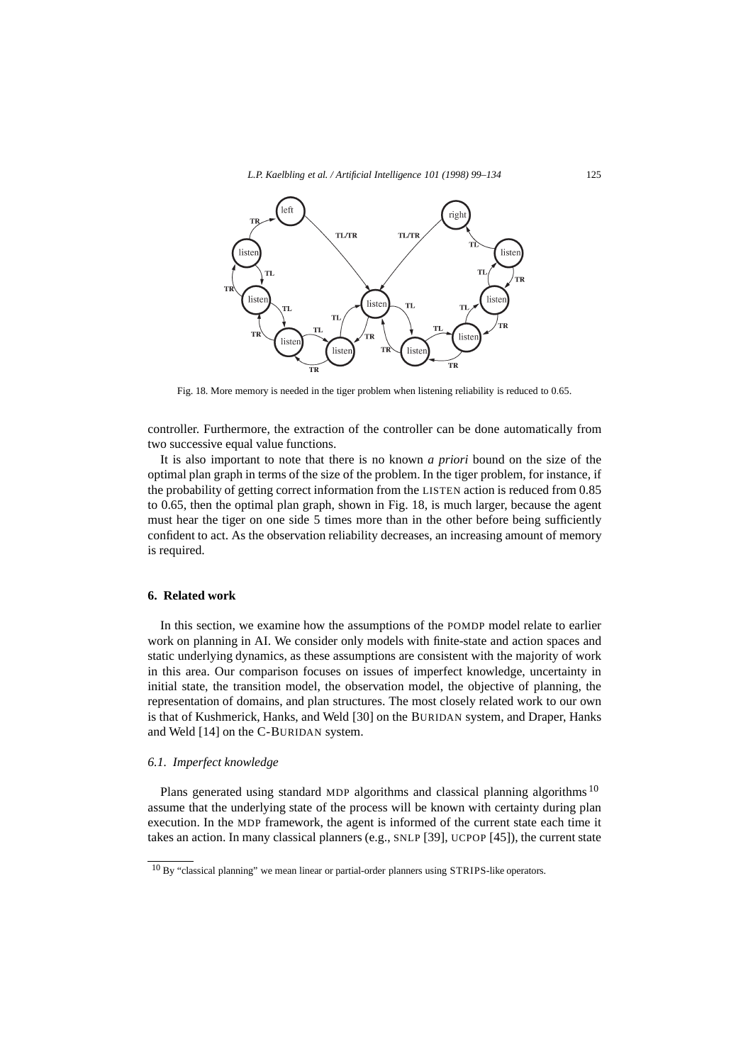Fig. 18. More memory is needed in the tiger problem when listening reliability is reduced to 0.65.

controller. Furthermore, the extraction of the controller can be done automatically from two successive equal value functions.

It is also important to note that there is no known *a priori* bound on the size of the optimal plan graph in terms of the size of the problem. In the tiger problem, for instance, if the probability of getting correct information from the LISTEN action is reduced from 0.85 to 0.65, then the optimal plan graph, shown in Fig. 18, is much larger, because the agent must hear the tiger on one side 5 times more than in the other before being sufficiently confident to act. As the observation reliability decreases, an increasing amount of memory is required.

## 6. Related work

In this section, we examine how the assumptions of the POMDP model relate to earlier work on planning in AI. We consider only models with finite-state and action spaces and static underlying dynamics, as these assumptions are consistent with the majority of work in this area. Our comparison focuses on issues of imperfect knowledge, uncertainty in initial state, the transition model, the observation model, the objective of planning, the representation of domains, and plan structures. The most closely related work to our own is that of Kushmerick, Hanks, and Weld [30] on the BURIDAN system, and Draper, Hanks and Weld [14] on the C-BURIDAN system.

### *6.1. Imperfect knowledge*

Plans generated using standard MDP algorithms and classical planning algorithms [10] assume that the underlying state of the process will be known with certainty during plan execution. In the MDP framework, the agent is informed of the current state each time it takes an action. In many classical planners (e.g., SNLP [39], UCPOP [45]), the current state

[10] By "classical planning" we mean linear or partial-order planners using STRIPS-like operators.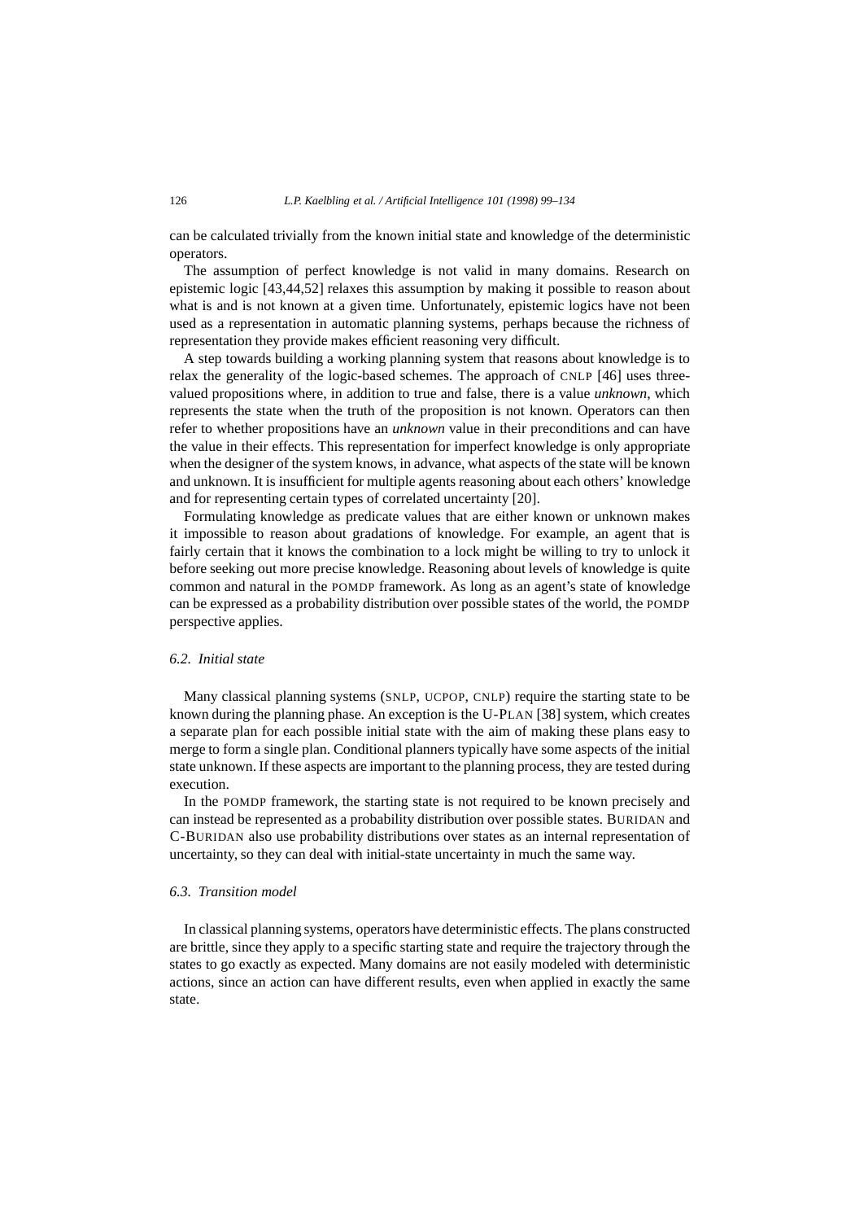can be calculated trivially from the known initial state and knowledge of the deterministic operators.

The assumption of perfect knowledge is not valid in many domains. Research on epistemic logic [43,44,52] relaxes this assumption by making it possible to reason about what is and is not known at a given time. Unfortunately, epistemic logics have not been used as a representation in automatic planning systems, perhaps because the richness of representation they provide makes efficient reasoning very difficult.

A step towards building a working planning system that reasons about knowledge is to relax the generality of the logic-based schemes. The approach of CNLP [46] uses three-valued propositions where, in addition to true and false, there is a value *unknown*, which represents the state when the truth of the proposition is not known. Operators can then refer to whether propositions have an *unknown* value in their preconditions and can have the value in their effects. This representation for imperfect knowledge is only appropriate when the designer of the system knows, in advance, what aspects of the state will be known and unknown. It is insufficient for multiple agents reasoning about each others' knowledge and for representing certain types of correlated uncertainty [20].

Formulating knowledge as predicate values that are either known or unknown makes it impossible to reason about gradations of knowledge. For example, an agent that is fairly certain that it knows the combination to a lock might be willing to try to unlock it before seeking out more precise knowledge. Reasoning about levels of knowledge is quite common and natural in the POMDP framework. As long as an agent's state of knowledge can be expressed as a probability distribution over possible states of the world, the POMDP perspective applies.

### *6.2. Initial state*

Many classical planning systems (SNLP, UCPOP, CNLP) require the starting state to be known during the planning phase. An exception is the U-PLAN [38] system, which creates a separate plan for each possible initial state with the aim of making these plans easy to merge to form a single plan. Conditional planners typically have some aspects of the initial state unknown. If these aspects are important to the planning process, they are tested during execution.

In the POMDP framework, the starting state is not required to be known precisely and can instead be represented as a probability distribution over possible states. BURIDAN and C-BURIDAN also use probability distributions over states as an internal representation of uncertainty, so they can deal with initial-state uncertainty in much the same way.

### *6.3. Transition model*

In classical planning systems, operators have deterministic effects. The plans constructed are brittle, since they apply to a specific starting state and require the trajectory through the states to go exactly as expected. Many domains are not easily modeled with deterministic actions, since an action can have different results, even when applied in exactly the same state.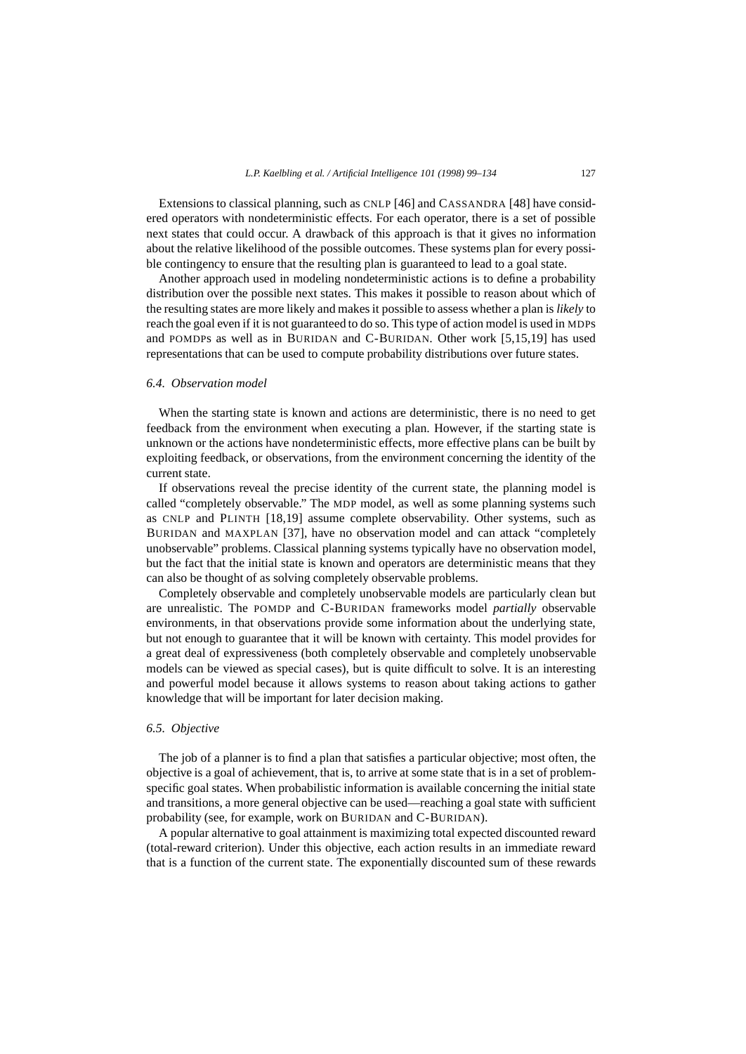Extensions to classical planning, such as CNLP [46] and CASSANDRA [48] have considered operators with nondeterministic effects. For each operator, there is a set of possible next states that could occur. A drawback of this approach is that it gives no information about the relative likelihood of the possible outcomes. These systems plan for every possible contingency to ensure that the resulting plan is guaranteed to lead to a goal state.

Another approach used in modeling nondeterministic actions is to define a probability distribution over the possible next states. This makes it possible to reason about which of the resulting states are more likely and makes it possible to assess whether a plan is *likely* to reach the goal even if it is not guaranteed to do so. This type of action model is used in MDPs and POMDPs as well as in BURIDAN and C-BURIDAN. Other work [5,15,19] has used representations that can be used to compute probability distributions over future states.

### 6.4. Observation model

When the starting state is known and actions are deterministic, there is no need to get feedback from the environment when executing a plan. However, if the starting state is unknown or the actions have nondeterministic effects, more effective plans can be built by exploiting feedback, or observations, from the environment concerning the identity of the current state.

If observations reveal the precise identity of the current state, the planning model is called "completely observable." The MDP model, as well as some planning systems such as CNLP and PLINTH [18,19] assume complete observability. Other systems, such as BURIDAN and MAXPLAN [37], have no observation model and can attack "completely unobservable" problems. Classical planning systems typically have no observation model, but the fact that the initial state is known and operators are deterministic means that they can also be thought of as solving completely observable problems.

Completely observable and completely unobservable models are particularly clean but are unrealistic. The POMDP and C-BURIDAN frameworks model *partially* observable environments, in that observations provide some information about the underlying state, but not enough to guarantee that it will be known with certainty. This model provides for a great deal of expressiveness (both completely observable and completely unobservable models can be viewed as special cases), but is quite difficult to solve. It is an interesting and powerful model because it allows systems to reason about taking actions to gather knowledge that will be important for later decision making.

### 6.5. Objective

The job of a planner is to find a plan that satisfies a particular objective; most often, the objective is a goal of achievement, that is, to arrive at some state that is in a set of problem-specific goal states. When probabilistic information is available concerning the initial state and transitions, a more general objective can be used—reaching a goal state with sufficient probability (see, for example, work on BURIDAN and C-BURIDAN).

A popular alternative to goal attainment is maximizing total expected discounted reward (total-reward criterion). Under this objective, each action results in an immediate reward that is a function of the current state. The exponentially discounted sum of these rewards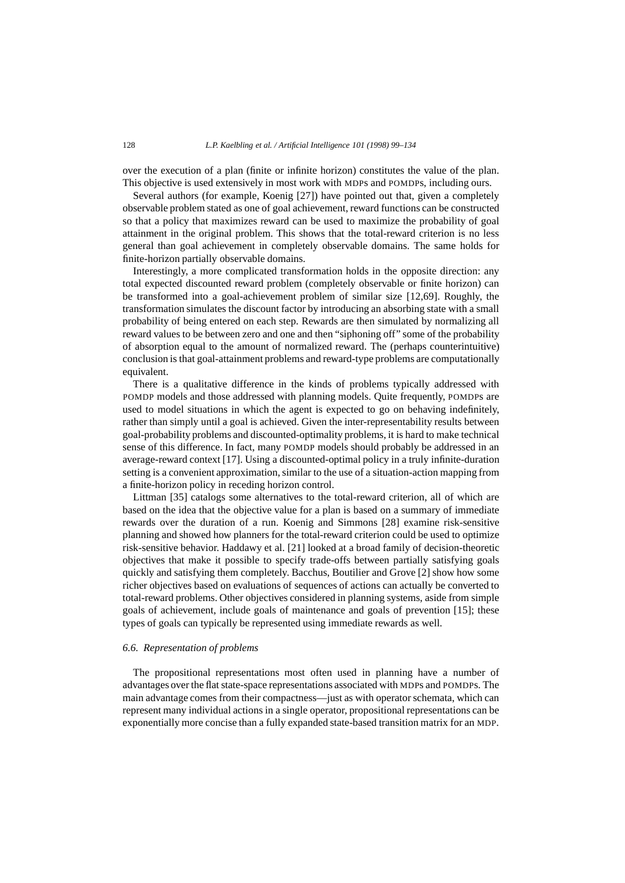over the execution of a plan (finite or infinite horizon) constitutes the value of the plan. This objective is used extensively in most work with MDPs and POMDPs, including ours.

Several authors (for example, Koenig [27]) have pointed out that, given a completely observable problem stated as one of goal achievement, reward functions can be constructed so that a policy that maximizes reward can be used to maximize the probability of goal attainment in the original problem. This shows that the total-reward criterion is no less general than goal achievement in completely observable domains. The same holds for finite-horizon partially observable domains.

Interestingly, a more complicated transformation holds in the opposite direction: any total expected discounted reward problem (completely observable or finite horizon) can be transformed into a goal-achievement problem of similar size [12,69]. Roughly, the transformation simulates the discount factor by introducing an absorbing state with a small probability of being entered on each step. Rewards are then simulated by normalizing all reward values to be between zero and one and then "siphoning off" some of the probability of absorption equal to the amount of normalized reward. The (perhaps counterintuitive) conclusion is that goal-attainment problems and reward-type problems are computationally equivalent.

There is a qualitative difference in the kinds of problems typically addressed with POMDP models and those addressed with planning models. Quite frequently, POMDPs are used to model situations in which the agent is expected to go on behaving indefinitely, rather than simply until a goal is achieved. Given the inter-representability results between goal-probability problems and discounted-optimality problems, it is hard to make technical sense of this difference. In fact, many POMDP models should probably be addressed in an average-reward context [17]. Using a discounted-optimal policy in a truly infinite-duration setting is a convenient approximation, similar to the use of a situation-action mapping from a finite-horizon policy in receding horizon control.

Littman [35] catalogs some alternatives to the total-reward criterion, all of which are based on the idea that the objective value for a plan is based on a summary of immediate rewards over the duration of a run. Koenig and Simmons [28] examine risk-sensitive planning and showed how planners for the total-reward criterion could be used to optimize risk-sensitive behavior. Haddawy et al. [21] looked at a broad family of decision-theoretic objectives that make it possible to specify trade-offs between partially satisfying goals quickly and satisfying them completely. Bacchus, Boutilier and Grove [2] show how some richer objectives based on evaluations of sequences of actions can actually be converted to total-reward problems. Other objectives considered in planning systems, aside from simple goals of achievement, include goals of maintenance and goals of prevention [15]; these types of goals can typically be represented using immediate rewards as well.

### 6.6. Representation of problems

The propositional representations most often used in planning have a number of advantages over the flat state-space representations associated with MDPs and POMDPs. The main advantage comes from their compactness—just as with operator schemata, which can represent many individual actions in a single operator, propositional representations can be exponentially more concise than a fully expanded state-based transition matrix for an MDP.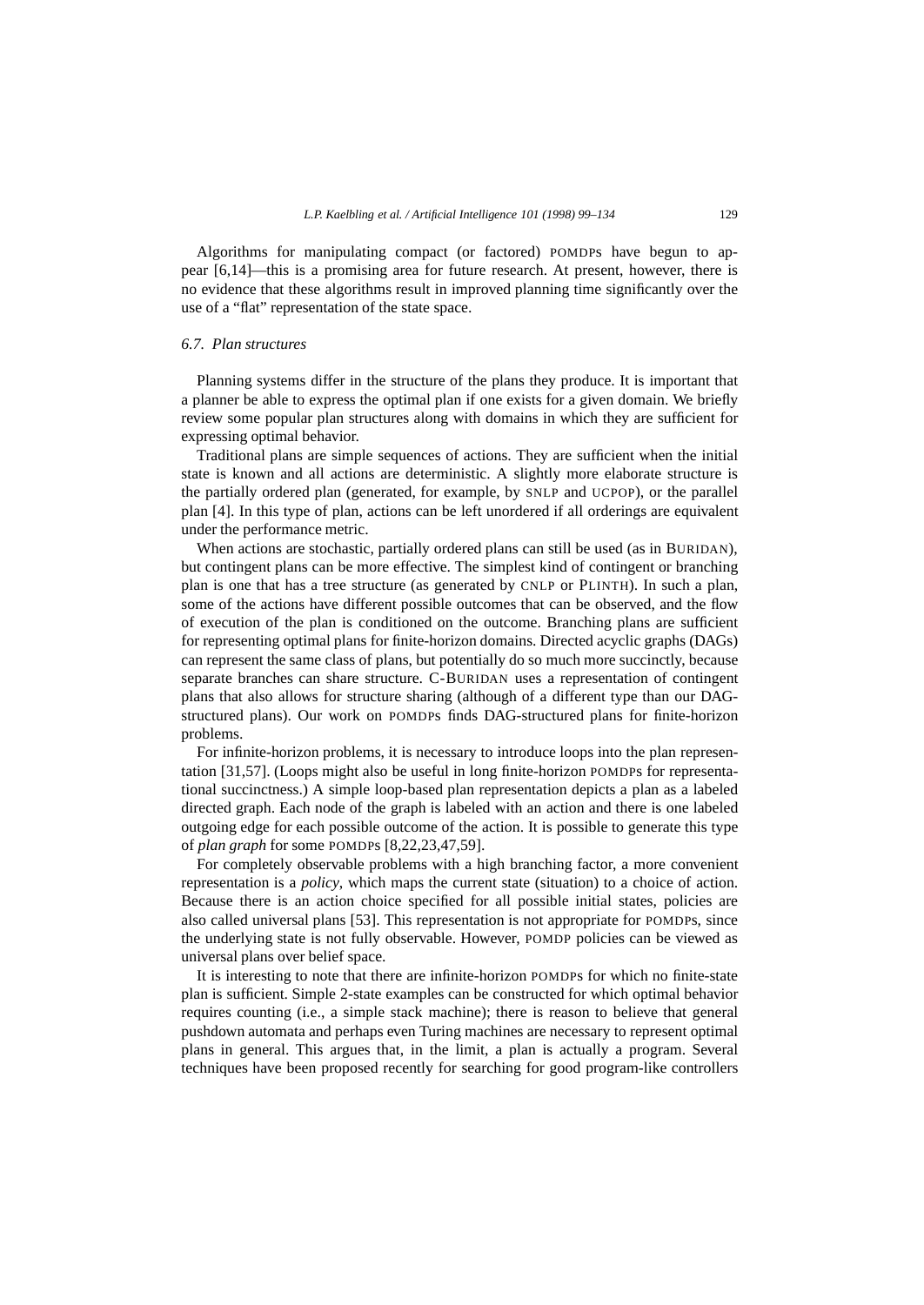Algorithms for manipulating compact (or factored) POMDPs have begun to appear [6,14]—this is a promising area for future research. At present, however, there is no evidence that these algorithms result in improved planning time significantly over the use of a "flat" representation of the state space.

### 6.7. Plan structures

Planning systems differ in the structure of the plans they produce. It is important that a planner be able to express the optimal plan if one exists for a given domain. We briefly review some popular plan structures along with domains in which they are sufficient for expressing optimal behavior.

Traditional plans are simple sequences of actions. They are sufficient when the initial state is known and all actions are deterministic. A slightly more elaborate structure is the partially ordered plan (generated, for example, by SNLP and UCPOP), or the parallel plan [4]. In this type of plan, actions can be left unordered if all orderings are equivalent under the performance metric.

When actions are stochastic, partially ordered plans can still be used (as in BURIDAN), but contingent plans can be more effective. The simplest kind of contingent or branching plan is one that has a tree structure (as generated by CNLP or PLINTH). In such a plan, some of the actions have different possible outcomes that can be observed, and the flow of execution of the plan is conditioned on the outcome. Branching plans are sufficient for representing optimal plans for finite-horizon domains. Directed acyclic graphs (DAGs) can represent the same class of plans, but potentially do so much more succinctly, because separate branches can share structure. C-BURIDAN uses a representation of contingent plans that also allows for structure sharing (although of a different type than our DAG-structured plans). Our work on POMDPs finds DAG-structured plans for finite-horizon problems.

For infinite-horizon problems, it is necessary to introduce loops into the plan representation [31,57]. (Loops might also be useful in long finite-horizon POMDPs for representational succinctness.) A simple loop-based plan representation depicts a plan as a labeled directed graph. Each node of the graph is labeled with an action and there is one labeled outgoing edge for each possible outcome of the action. It is possible to generate this type of *plan graph* for some POMDPs [8,22,23,47,59].

For completely observable problems with a high branching factor, a more convenient representation is a *policy*, which maps the current state (situation) to a choice of action. Because there is an action choice specified for all possible initial states, policies are also called universal plans [53]. This representation is not appropriate for POMDPs, since the underlying state is not fully observable. However, POMDP policies can be viewed as universal plans over belief space.

It is interesting to note that there are infinite-horizon POMDPs for which no finite-state plan is sufficient. Simple 2-state examples can be constructed for which optimal behavior requires counting (i.e., a simple stack machine); there is reason to believe that general pushdown automata and perhaps even Turing machines are necessary to represent optimal plans in general. This argues that, in the limit, a plan is actually a program. Several techniques have been proposed recently for searching for good program-like controllers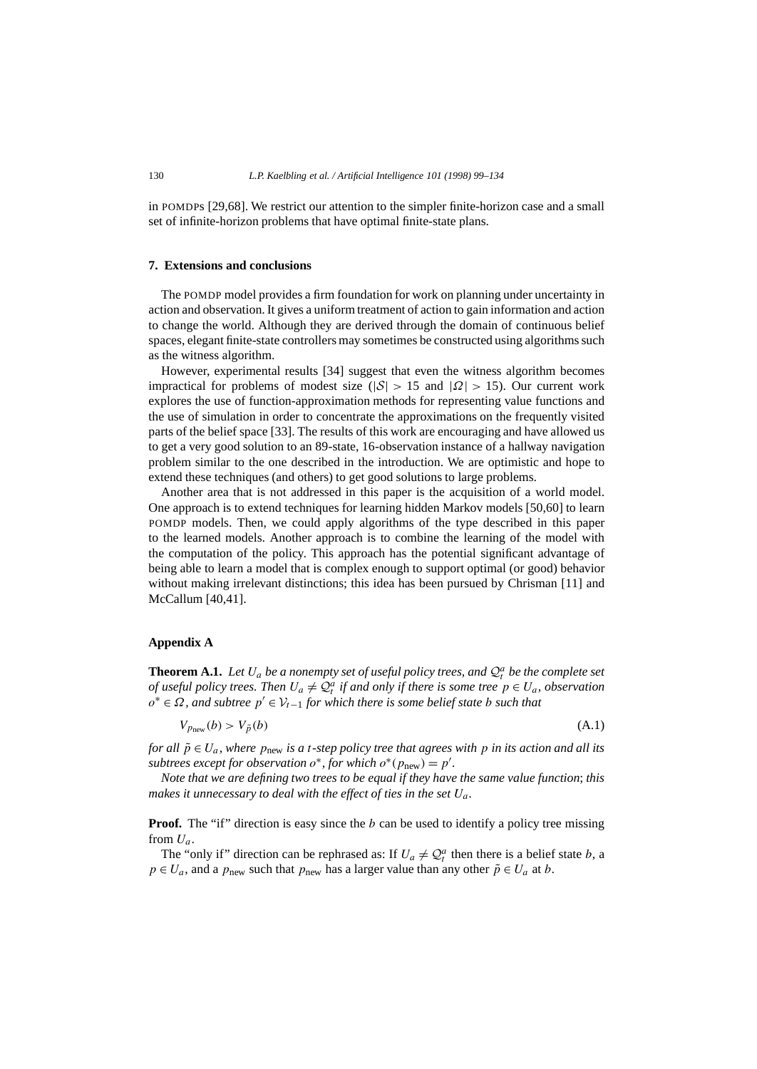in POMDPs [29,68]. We restrict our attention to the simpler finite-horizon case and a small set of infinite-horizon problems that have optimal finite-state plans.

## 7. Extensions and conclusions

The POMDP model provides a firm foundation for work on planning under uncertainty in action and observation. It gives a uniform treatment of action to gain information and action to change the world. Although they are derived through the domain of continuous belief spaces, elegant finite-state controllers may sometimes be constructed using algorithms such as the witness algorithm.

However, experimental results [34] suggest that even the witness algorithm becomes impractical for problems of modest size ($|\mathcal{S}| > 15$ and $|\Omega| > 15$). Our current work explores the use of function-approximation methods for representing value functions and the use of simulation in order to concentrate the approximations on the frequently visited parts of the belief space [33]. The results of this work are encouraging and have allowed us to get a very good solution to an 89-state, 16-observation instance of a hallway navigation problem similar to the one described in the introduction. We are optimistic and hope to extend these techniques (and others) to get good solutions to large problems.

Another area that is not addressed in this paper is the acquisition of a world model. One approach is to extend techniques for learning hidden Markov models [50,60] to learn POMDP models. Then, we could apply algorithms of the type described in this paper to the learned models. Another approach is to combine the learning of the model with the computation of the policy. This approach has the potential significant advantage of being able to learn a model that is complex enough to support optimal (or good) behavior without making irrelevant distinctions; this idea has been pursued by Chrisman [11] and McCallum [40,41].

## Appendix A

**Theorem A.1.** *Let $U_a$ be a nonempty set of useful policy trees, and $\mathcal{Q}_t^a$ be the complete set of useful policy trees. Then $U_a \neq \mathcal{Q}_t^a$ if and only if there is some tree $p \in U_a$, observation $o^* \in \Omega$, and subtree $p' \in \mathcal{V}_{t-1}$ for which there is some belief state $b$ such that*

$$V_{p_{\text{new}}}(b) > V_{\tilde{p}}(b) \tag{A.1}$$

*for all $\tilde{p} \in U_a$, where $p_{\text{new}}$ is a $t$-step policy tree that agrees with $p$ in its action and all its subtrees except for observation $o^*$, for which $o^*(p_{\text{new}}) = p'$.*

*Note that we are defining two trees to be equal if they have the same value function; this makes it unnecessary to deal with the effect of ties in the set $U_a$.*

**Proof.** The "if" direction is easy since the $b$ can be used to identify a policy tree missing from $U_a$.

The "only if" direction can be rephrased as: If $U_a \neq \mathcal{Q}_t^a$ then there is a belief state $b$, a $p \in U_a$, and a $p_{\text{new}}$ such that $p_{\text{new}}$ has a larger value than any other $\tilde{p} \in U_a$ at $b$.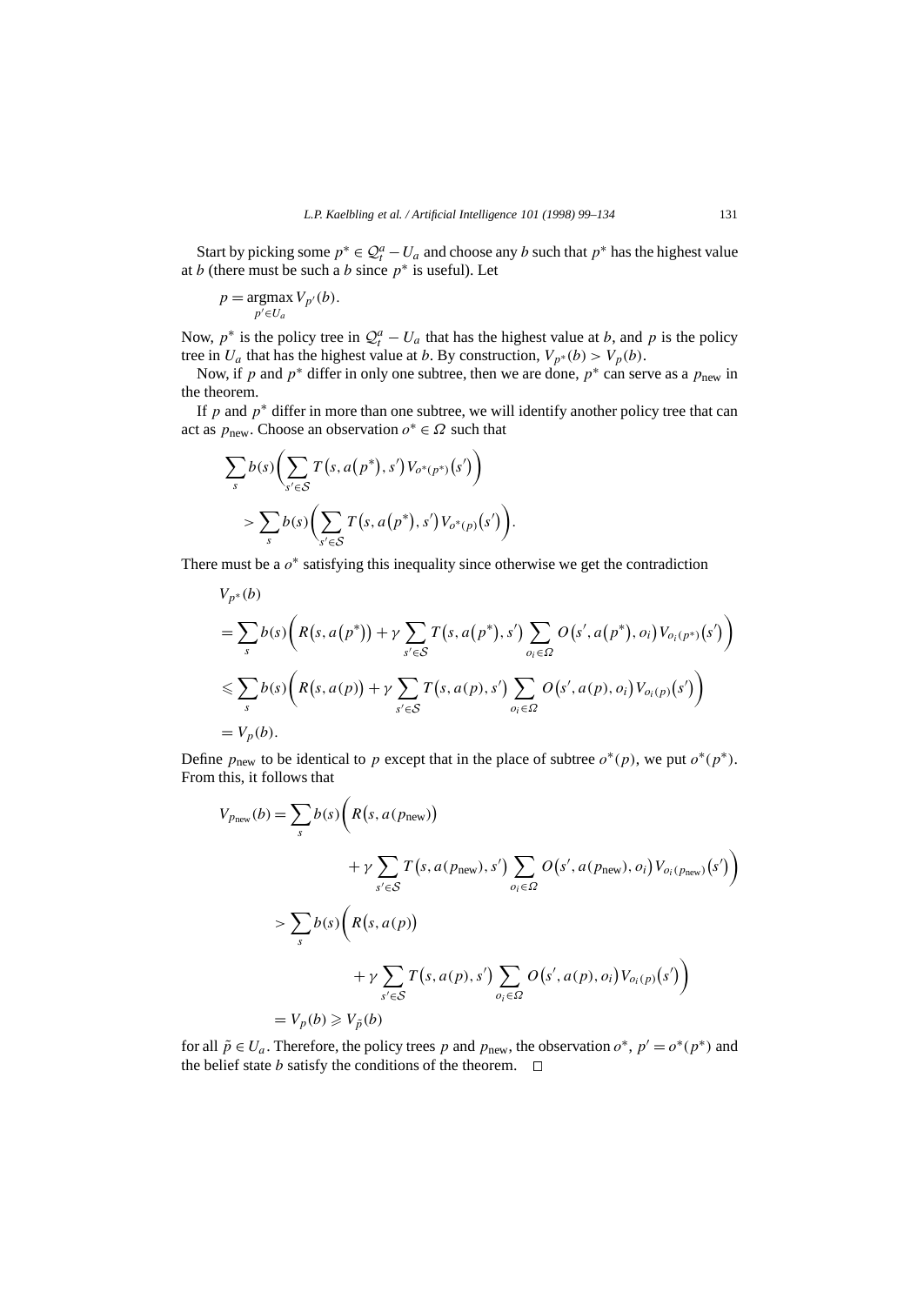Start by picking some $p^* \in \mathcal{Q}_t^a - U_a$ and choose any $b$ such that $p^*$ has the highest value at $b$ (there must be such a $b$ since $p^*$ is useful). Let

$$p = \operatorname*{argmax}_{p' \in U_a} V_{p'}(b).$$

Now, $p^*$ is the policy tree in $\mathcal{Q}_t^a - U_a$ that has the highest value at $b$, and $p$ is the policy tree in $U_a$ that has the highest value at $b$. By construction, $V_{p^*}(b) > V_p(b)$.

Now, if $p$ and $p^*$ differ in only one subtree, then we are done, $p^*$ can serve as a $p_{\text{new}}$ in the theorem.

If $p$ and $p^*$ differ in more than one subtree, we will identify another policy tree that can act as $p_{\text{new}}$. Choose an observation $o^* \in \Omega$ such that

$$\begin{aligned}
&\sum_s b(s)\biggl(\sum_{s' \in \mathcal{S}} T\bigl(s, a(p^*), s'\bigr) V_{o^*(p^*)}\bigl(s'\bigr)\biggr) \\
&\quad > \sum_s b(s)\biggl(\sum_{s' \in \mathcal{S}} T\bigl(s, a(p^*), s'\bigr) V_{o^*(p)}\bigl(s'\bigr)\biggr).
\end{aligned}$$

There must be a $o^*$ satisfying this inequality since otherwise we get the contradiction

$$\begin{aligned}
&V_{p^*}(b) \\
&= \sum_s b(s)\biggl(R\bigl(s, a(p^*)\bigr) + \gamma \sum_{s' \in \mathcal{S}} T\bigl(s, a(p^*), s'\bigr) \sum_{o_i \in \Omega} O\bigl(s', a(p^*), o_i\bigr) V_{o_i(p^*)}\bigl(s'\bigr)\biggr) \\
&\leqslant \sum_s b(s)\biggl(R\bigl(s, a(p)\bigr) + \gamma \sum_{s' \in \mathcal{S}} T\bigl(s, a(p), s'\bigr) \sum_{o_i \in \Omega} O\bigl(s', a(p), o_i\bigr) V_{o_i(p)}\bigl(s'\bigr)\biggr) \\
&= V_p(b).
\end{aligned}$$

Define $p_{\text{new}}$ to be identical to $p$ except that in the place of subtree $o^*(p)$, we put $o^*(p^*)$. From this, it follows that

$$\begin{aligned}
V_{p_{\text{new}}}(b) &= \sum_s b(s)\biggl(R\bigl(s, a(p_{\text{new}})\bigr) \\
&\qquad + \gamma \sum_{s' \in \mathcal{S}} T\bigl(s, a(p_{\text{new}}), s'\bigr) \sum_{o_i \in \Omega} O\bigl(s', a(p_{\text{new}}), o_i\bigr) V_{o_i(p_{\text{new}})}\bigl(s'\bigr)\biggr) \\
&> \sum_s b(s)\biggl(R\bigl(s, a(p)\bigr) \\
&\qquad + \gamma \sum_{s' \in \mathcal{S}} T\bigl(s, a(p), s'\bigr) \sum_{o_i \in \Omega} O\bigl(s', a(p), o_i\bigr) V_{o_i(p)}\bigl(s'\bigr)\biggr) \\
&= V_p(b) \geqslant V_{\tilde{p}}(b)
\end{aligned}$$

for all $\tilde{p} \in U_a$. Therefore, the policy trees $p$ and $p_{\text{new}}$, the observation $o^*$, $p' = o^*(p^*)$ and the belief state $b$ satisfy the conditions of the theorem. $\square$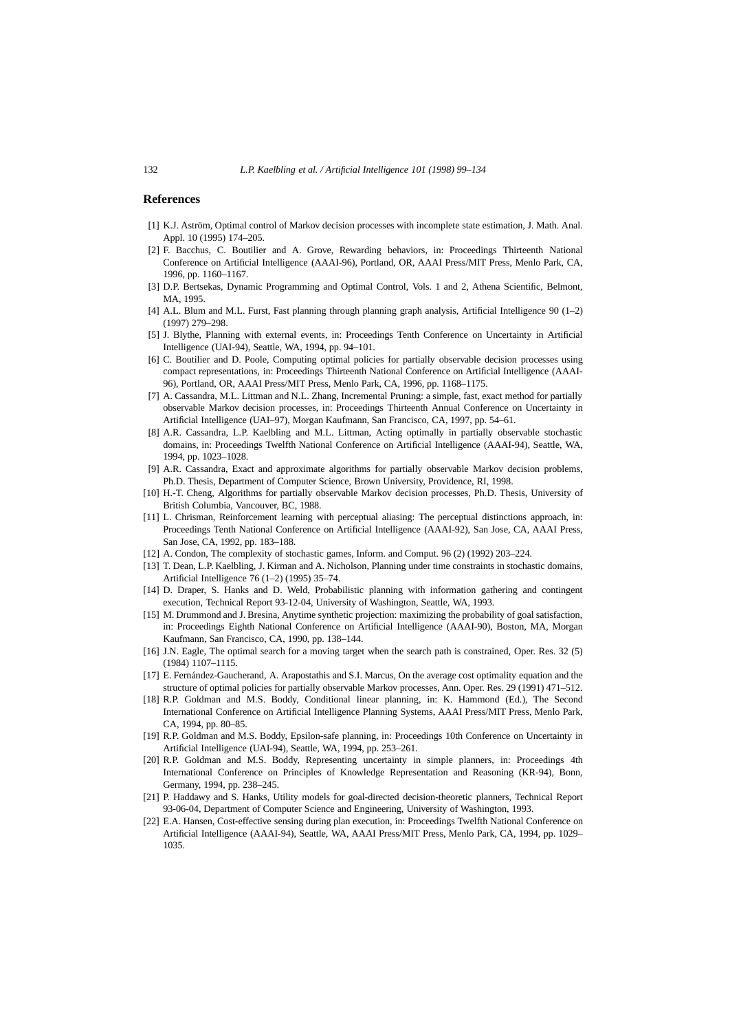## References

[1] K.J. Aström, Optimal control of Markov decision processes with incomplete state estimation, J. Math. Anal. Appl. 10 (1995) 174–205.

[2] F. Bacchus, C. Boutilier and A. Grove, Rewarding behaviors, in: Proceedings Thirteenth National Conference on Artificial Intelligence (AAAI-96), Portland, OR, AAAI Press/MIT Press, Menlo Park, CA, 1996, pp. 1160–1167.

[3] D.P. Bertsekas, Dynamic Programming and Optimal Control, Vols. 1 and 2, Athena Scientific, Belmont, MA, 1995.

[4] A.L. Blum and M.L. Furst, Fast planning through planning graph analysis, Artificial Intelligence 90 (1–2) (1997) 279–298.

[5] J. Blythe, Planning with external events, in: Proceedings Tenth Conference on Uncertainty in Artificial Intelligence (UAI-94), Seattle, WA, 1994, pp. 94–101.

[6] C. Boutilier and D. Poole, Computing optimal policies for partially observable decision processes using compact representations, in: Proceedings Thirteenth National Conference on Artificial Intelligence (AAAI-96), Portland, OR, AAAI Press/MIT Press, Menlo Park, CA, 1996, pp. 1168–1175.

[7] A. Cassandra, M.L. Littman and N.L. Zhang, Incremental Pruning: a simple, fast, exact method for partially observable Markov decision processes, in: Proceedings Thirteenth Annual Conference on Uncertainty in Artificial Intelligence (UAI–97), Morgan Kaufmann, San Francisco, CA, 1997, pp. 54–61.

[8] A.R. Cassandra, L.P. Kaelbling and M.L. Littman, Acting optimally in partially observable stochastic domains, in: Proceedings Twelfth National Conference on Artificial Intelligence (AAAI-94), Seattle, WA, 1994, pp. 1023–1028.

[9] A.R. Cassandra, Exact and approximate algorithms for partially observable Markov decision problems, Ph.D. Thesis, Department of Computer Science, Brown University, Providence, RI, 1998.

[10] H.-T. Cheng, Algorithms for partially observable Markov decision processes, Ph.D. Thesis, University of British Columbia, Vancouver, BC, 1988.

[11] L. Chrisman, Reinforcement learning with perceptual aliasing: The perceptual distinctions approach, in: Proceedings Tenth National Conference on Artificial Intelligence (AAAI-92), San Jose, CA, AAAI Press, San Jose, CA, 1992, pp. 183–188.

[12] A. Condon, The complexity of stochastic games, Inform. and Comput. 96 (2) (1992) 203–224.

[13] T. Dean, L.P. Kaelbling, J. Kirman and A. Nicholson, Planning under time constraints in stochastic domains, Artificial Intelligence 76 (1–2) (1995) 35–74.

[14] D. Draper, S. Hanks and D. Weld, Probabilistic planning with information gathering and contingent execution, Technical Report 93-12-04, University of Washington, Seattle, WA, 1993.

[15] M. Drummond and J. Bresina, Anytime synthetic projection: maximizing the probability of goal satisfaction, in: Proceedings Eighth National Conference on Artificial Intelligence (AAAI-90), Boston, MA, Morgan Kaufmann, San Francisco, CA, 1990, pp. 138–144.

[16] J.N. Eagle, The optimal search for a moving target when the search path is constrained, Oper. Res. 32 (5) (1984) 1107–1115.

[17] E. Fernández-Gaucherand, A. Arapostathis and S.I. Marcus, On the average cost optimality equation and the structure of optimal policies for partially observable Markov processes, Ann. Oper. Res. 29 (1991) 471–512.

[18] R.P. Goldman and M.S. Boddy, Conditional linear planning, in: K. Hammond (Ed.), The Second International Conference on Artificial Intelligence Planning Systems, AAAI Press/MIT Press, Menlo Park, CA, 1994, pp. 80–85.

[19] R.P. Goldman and M.S. Boddy, Epsilon-safe planning, in: Proceedings 10th Conference on Uncertainty in Artificial Intelligence (UAI-94), Seattle, WA, 1994, pp. 253–261.

[20] R.P. Goldman and M.S. Boddy, Representing uncertainty in simple planners, in: Proceedings 4th International Conference on Principles of Knowledge Representation and Reasoning (KR-94), Bonn, Germany, 1994, pp. 238–245.

[21] P. Haddawy and S. Hanks, Utility models for goal-directed decision-theoretic planners, Technical Report 93-06-04, Department of Computer Science and Engineering, University of Washington, 1993.

[22] E.A. Hansen, Cost-effective sensing during plan execution, in: Proceedings Twelfth National Conference on Artificial Intelligence (AAAI-94), Seattle, WA, AAAI Press/MIT Press, Menlo Park, CA, 1994, pp. 1029–1035.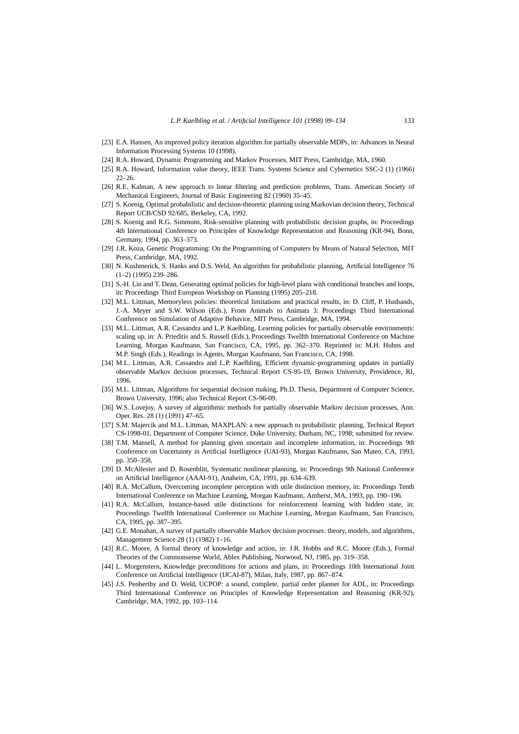[23] E.A. Hansen, An improved policy iteration algorithm for partially observable MDPs, in: Advances in Neural Information Processing Systems 10 (1998).

[24] R.A. Howard, Dynamic Programming and Markov Processes, MIT Press, Cambridge, MA, 1960.

[25] R.A. Howard, Information value theory, IEEE Trans. Systems Science and Cybernetics SSC-2 (1) (1966) 22–26.

[26] R.E. Kalman, A new approach to linear filtering and prediction problems, Trans. American Society of Mechanical Engineers, Journal of Basic Engineering 82 (1960) 35–45.

[27] S. Koenig, Optimal probabilistic and decision-theoretic planning using Markovian decision theory, Technical Report UCB/CSD 92/685, Berkeley, CA, 1992.

[28] S. Koenig and R.G. Simmons, Risk-sensitive planning with probabilistic decision graphs, in: Proceedings 4th International Conference on Principles of Knowledge Representation and Reasoning (KR-94), Bonn, Germany, 1994, pp. 363–373.

[29] J.R. Koza, Genetic Programming: On the Programming of Computers by Means of Natural Selection, MIT Press, Cambridge, MA, 1992.

[30] N. Kushmerick, S. Hanks and D.S. Weld, An algorithm for probabilistic planning, Artificial Intelligence 76 (1–2) (1995) 239–286.

[31] S.-H. Lin and T. Dean, Generating optimal policies for high-level plans with conditional branches and loops, in: Proceedings Third European Workshop on Planning (1995) 205–218.

[32] M.L. Littman, Memoryless policies: theoretical limitations and practical results, in: D. Cliff, P. Husbands, J.-A. Meyer and S.W. Wilson (Eds.), From Animals to Animats 3: Proceedings Third International Conference on Simulation of Adaptive Behavior, MIT Press, Cambridge, MA, 1994.

[33] M.L. Littman, A.R. Cassandra and L.P. Kaelbling, Learning policies for partially observable environments: scaling up, in: A. Prieditis and S. Russell (Eds.), Proceedings Twelfth International Conference on Machine Learning, Morgan Kaufmann, San Francisco, CA, 1995, pp. 362–370. Reprinted in: M.H. Huhns and M.P. Singh (Eds.), Readings in Agents, Morgan Kaufmann, San Francisco, CA, 1998.

[34] M.L. Littman, A.R. Cassandra and L.P. Kaelbling, Efficient dynamic-programming updates in partially observable Markov decision processes, Technical Report CS-95-19, Brown University, Providence, RI, 1996.

[35] M.L. Littman, Algorithms for sequential decision making, Ph.D. Thesis, Department of Computer Science, Brown University, 1996; also Technical Report CS-96-09.

[36] W.S. Lovejoy, A survey of algorithmic methods for partially observable Markov decision processes, Ann. Oper. Res. 28 (1) (1991) 47–65.

[37] S.M. Majercik and M.L. Littman, MAXPLAN: a new approach to probabilistic planning, Technical Report CS-1998-01, Department of Computer Science, Duke University, Durham, NC, 1998; submitted for review.

[38] T.M. Mansell, A method for planning given uncertain and incomplete information, in: Proceedings 9th Conference on Uncertainty in Artificial Intelligence (UAI-93), Morgan Kaufmann, San Mateo, CA, 1993, pp. 350–358.

[39] D. McAllester and D. Rosenblitt, Systematic nonlinear planning, in: Proceedings 9th National Conference on Artificial Intelligence (AAAI-91), Anaheim, CA, 1991, pp. 634–639.

[40] R.A. McCallum, Overcoming incomplete perception with utile distinction memory, in: Proceedings Tenth International Conference on Machine Learning, Morgan Kaufmann, Amherst, MA, 1993, pp. 190–196.

[41] R.A. McCallum, Instance-based utile distinctions for reinforcement learning with hidden state, in: Proceedings Twelfth International Conference on Machine Learning, Morgan Kaufmann, San Francisco, CA, 1995, pp. 387–395.

[42] G.E. Monahan, A survey of partially observable Markov decision processes: theory, models, and algorithms, Management Science 28 (1) (1982) 1–16.

[43] R.C. Moore, A formal theory of knowledge and action, in: J.R. Hobbs and R.C. Moore (Eds.), Formal Theories of the Commonsense World, Ablex Publishing, Norwood, NJ, 1985, pp. 319–358.

[44] L. Morgenstern, Knowledge preconditions for actions and plans, in: Proceedings 10th International Joint Conference on Artificial Intelligence (IJCAI-87), Milan, Italy, 1987, pp. 867–874.

[45] J.S. Penberthy and D. Weld, UCPOP: a sound, complete, partial order planner for ADL, in: Proceedings Third International Conference on Principles of Knowledge Representation and Reasoning (KR-92), Cambridge, MA, 1992, pp. 103–114.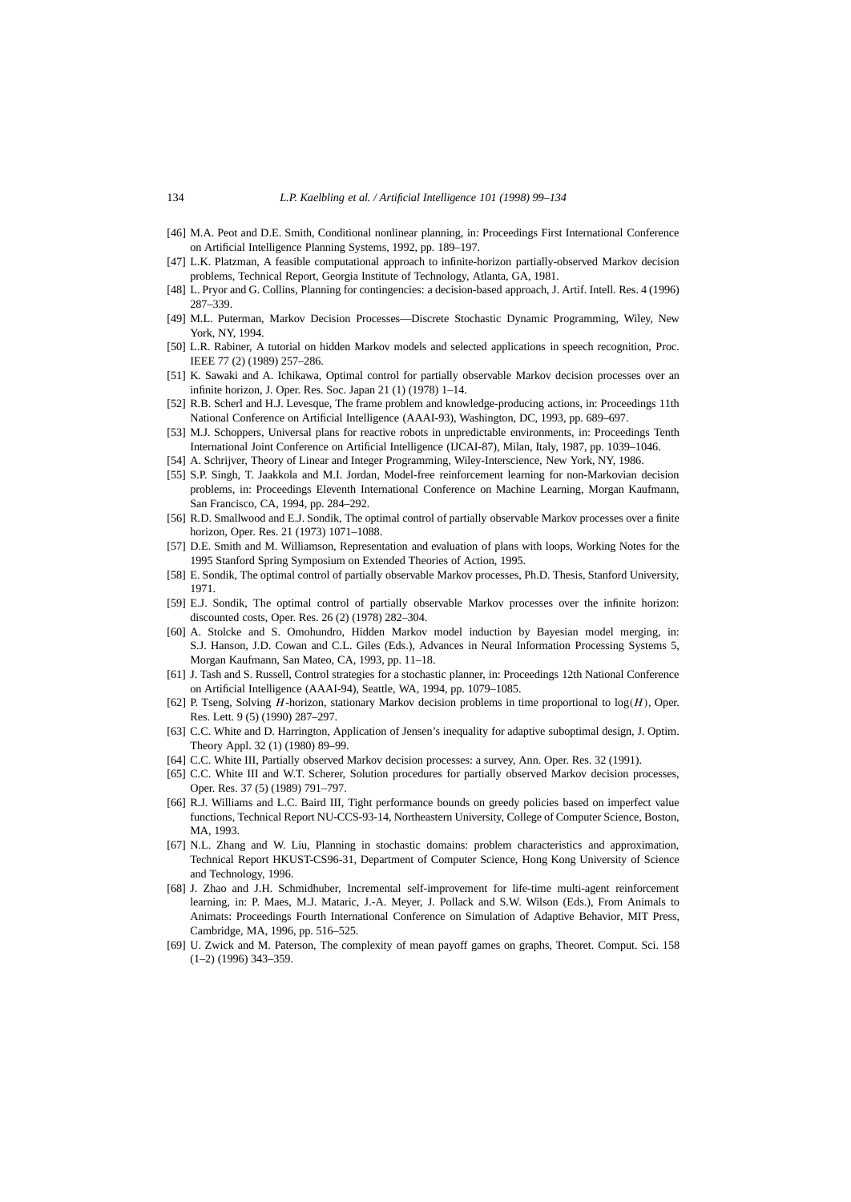[46] M.A. Peot and D.E. Smith, Conditional nonlinear planning, in: Proceedings First International Conference on Artificial Intelligence Planning Systems, 1992, pp. 189–197.

[47] L.K. Platzman, A feasible computational approach to infinite-horizon partially-observed Markov decision problems, Technical Report, Georgia Institute of Technology, Atlanta, GA, 1981.

[48] L. Pryor and G. Collins, Planning for contingencies: a decision-based approach, J. Artif. Intell. Res. 4 (1996) 287–339.

[49] M.L. Puterman, Markov Decision Processes—Discrete Stochastic Dynamic Programming, Wiley, New York, NY, 1994.

[50] L.R. Rabiner, A tutorial on hidden Markov models and selected applications in speech recognition, Proc. IEEE 77 (2) (1989) 257–286.

[51] K. Sawaki and A. Ichikawa, Optimal control for partially observable Markov decision processes over an infinite horizon, J. Oper. Res. Soc. Japan 21 (1) (1978) 1–14.

[52] R.B. Scherl and H.J. Levesque, The frame problem and knowledge-producing actions, in: Proceedings 11th National Conference on Artificial Intelligence (AAAI-93), Washington, DC, 1993, pp. 689–697.

[53] M.J. Schoppers, Universal plans for reactive robots in unpredictable environments, in: Proceedings Tenth International Joint Conference on Artificial Intelligence (IJCAI-87), Milan, Italy, 1987, pp. 1039–1046.

[54] A. Schrijver, Theory of Linear and Integer Programming, Wiley-Interscience, New York, NY, 1986.

[55] S.P. Singh, T. Jaakkola and M.I. Jordan, Model-free reinforcement learning for non-Markovian decision problems, in: Proceedings Eleventh International Conference on Machine Learning, Morgan Kaufmann, San Francisco, CA, 1994, pp. 284–292.

[56] R.D. Smallwood and E.J. Sondik, The optimal control of partially observable Markov processes over a finite horizon, Oper. Res. 21 (1973) 1071–1088.

[57] D.E. Smith and M. Williamson, Representation and evaluation of plans with loops, Working Notes for the 1995 Stanford Spring Symposium on Extended Theories of Action, 1995.

[58] E. Sondik, The optimal control of partially observable Markov processes, Ph.D. Thesis, Stanford University, 1971.

[59] E.J. Sondik, The optimal control of partially observable Markov processes over the infinite horizon: discounted costs, Oper. Res. 26 (2) (1978) 282–304.

[60] A. Stolcke and S. Omohundro, Hidden Markov model induction by Bayesian model merging, in: S.J. Hanson, J.D. Cowan and C.L. Giles (Eds.), Advances in Neural Information Processing Systems 5, Morgan Kaufmann, San Mateo, CA, 1993, pp. 11–18.

[61] J. Tash and S. Russell, Control strategies for a stochastic planner, in: Proceedings 12th National Conference on Artificial Intelligence (AAAI-94), Seattle, WA, 1994, pp. 1079–1085.

[62] P. Tseng, Solving $H$-horizon, stationary Markov decision problems in time proportional to $\log(H)$, Oper. Res. Lett. 9 (5) (1990) 287–297.

[63] C.C. White and D. Harrington, Application of Jensen's inequality for adaptive suboptimal design, J. Optim. Theory Appl. 32 (1) (1980) 89–99.

[64] C.C. White III, Partially observed Markov decision processes: a survey, Ann. Oper. Res. 32 (1991).

[65] C.C. White III and W.T. Scherer, Solution procedures for partially observed Markov decision processes, Oper. Res. 37 (5) (1989) 791–797.

[66] R.J. Williams and L.C. Baird III, Tight performance bounds on greedy policies based on imperfect value functions, Technical Report NU-CCS-93-14, Northeastern University, College of Computer Science, Boston, MA, 1993.

[67] N.L. Zhang and W. Liu, Planning in stochastic domains: problem characteristics and approximation, Technical Report HKUST-CS96-31, Department of Computer Science, Hong Kong University of Science and Technology, 1996.

[68] J. Zhao and J.H. Schmidhuber, Incremental self-improvement for life-time multi-agent reinforcement learning, in: P. Maes, M.J. Mataric, J.-A. Meyer, J. Pollack and S.W. Wilson (Eds.), From Animals to Animats: Proceedings Fourth International Conference on Simulation of Adaptive Behavior, MIT Press, Cambridge, MA, 1996, pp. 516–525.

[69] U. Zwick and M. Paterson, The complexity of mean payoff games on graphs, Theoret. Comput. Sci. 158 (1–2) (1996) 343–359.